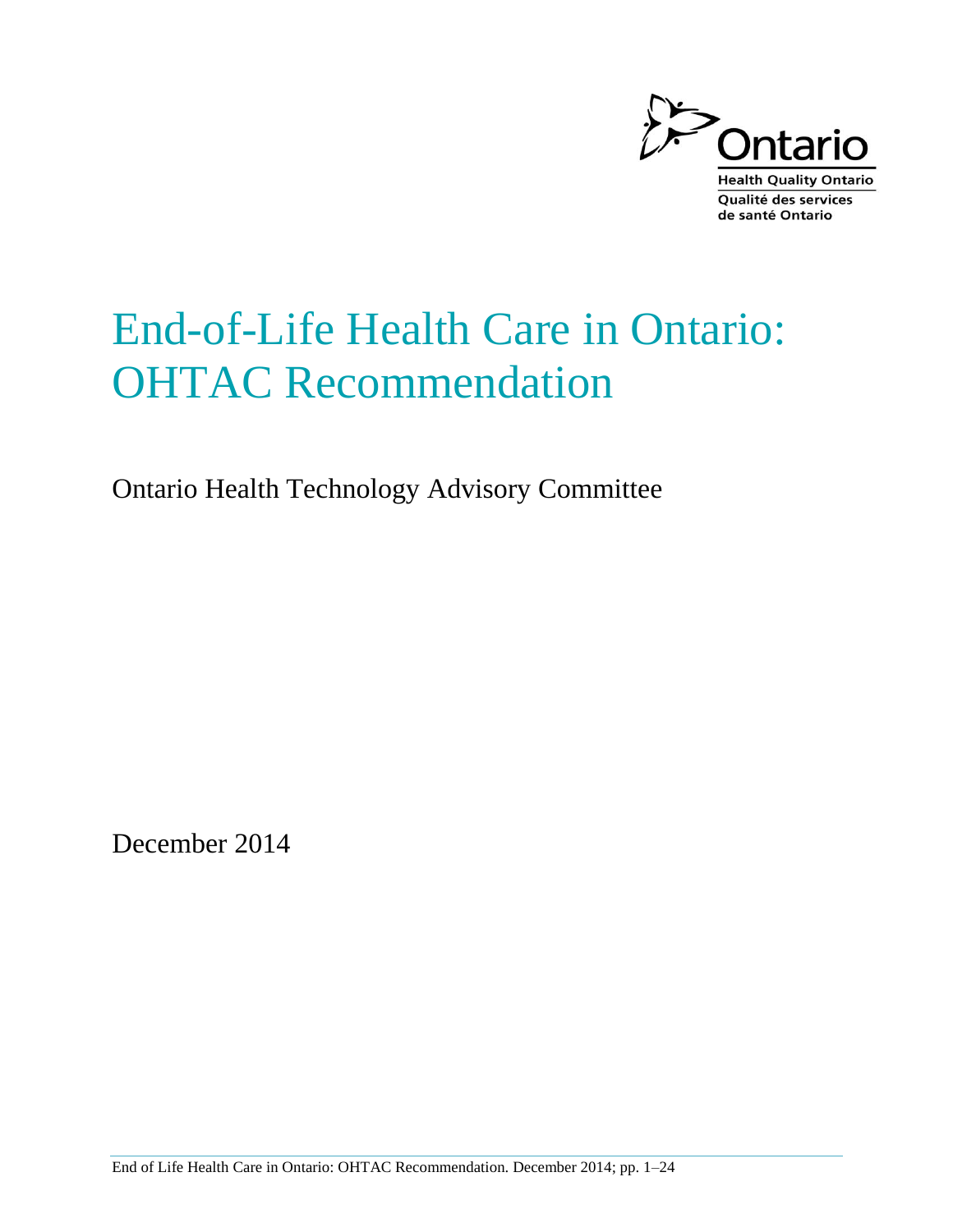Ontario

Health Quality Ontario

Qualité des services de santé Ontario

# End-of-Life Health Care in Ontario: OHTAC Recommendation

Ontario Health Technology Advisory Committee

December 2014

End of Life Health Care in Ontario: OHTAC Recommendation. December 2014; pp. 1–24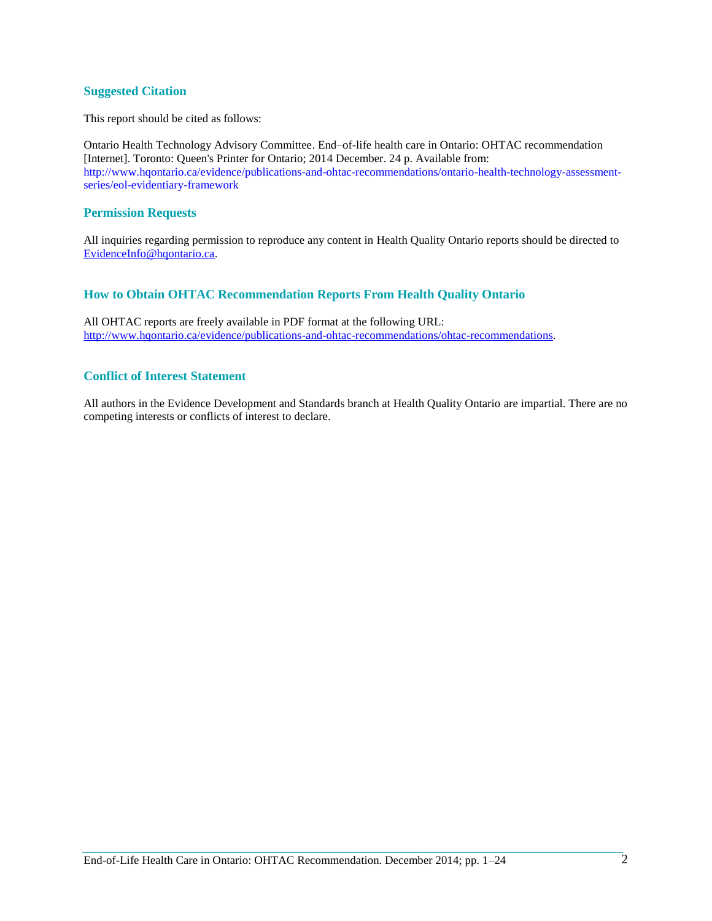## Suggested Citation

This report should be cited as follows:

Ontario Health Technology Advisory Committee. End–of-life health care in Ontario: OHTAC recommendation [Internet]. Toronto: Queen's Printer for Ontario; 2014 December. 24 p. Available from: http://www.hqontario.ca/evidence/publications-and-ohtac-recommendations/ontario-health-technology-assessment-series/eol-evidentiary-framework

## Permission Requests

All inquiries regarding permission to reproduce any content in Health Quality Ontario reports should be directed to EvidenceInfo@hqontario.ca.

## How to Obtain OHTAC Recommendation Reports From Health Quality Ontario

All OHTAC reports are freely available in PDF format at the following URL: http://www.hqontario.ca/evidence/publications-and-ohtac-recommendations/ohtac-recommendations.

## Conflict of Interest Statement

All authors in the Evidence Development and Standards branch at Health Quality Ontario are impartial. There are no competing interests or conflicts of interest to declare.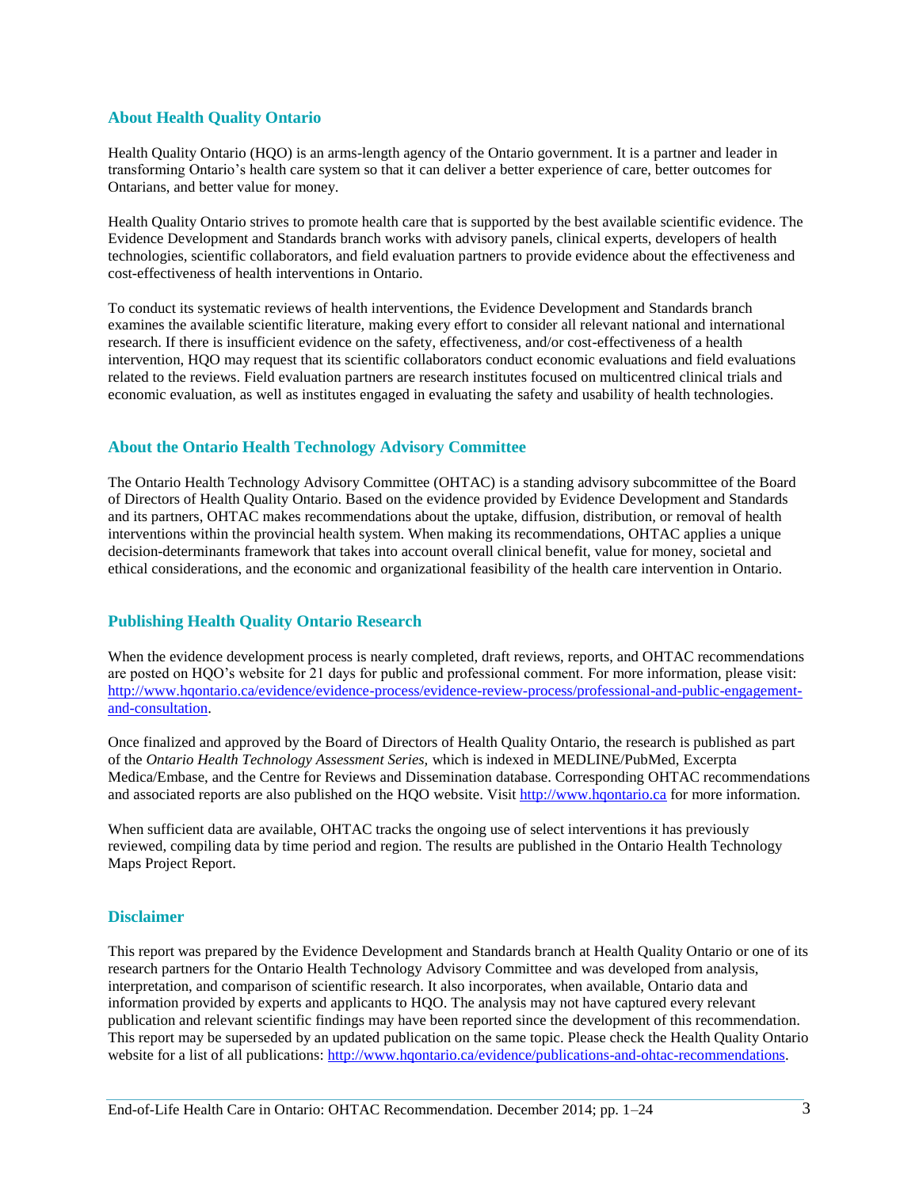## About Health Quality Ontario

Health Quality Ontario (HQO) is an arms-length agency of the Ontario government. It is a partner and leader in transforming Ontario's health care system so that it can deliver a better experience of care, better outcomes for Ontarians, and better value for money.

Health Quality Ontario strives to promote health care that is supported by the best available scientific evidence. The Evidence Development and Standards branch works with advisory panels, clinical experts, developers of health technologies, scientific collaborators, and field evaluation partners to provide evidence about the effectiveness and cost-effectiveness of health interventions in Ontario.

To conduct its systematic reviews of health interventions, the Evidence Development and Standards branch examines the available scientific literature, making every effort to consider all relevant national and international research. If there is insufficient evidence on the safety, effectiveness, and/or cost-effectiveness of a health intervention, HQO may request that its scientific collaborators conduct economic evaluations and field evaluations related to the reviews. Field evaluation partners are research institutes focused on multicentred clinical trials and economic evaluation, as well as institutes engaged in evaluating the safety and usability of health technologies.

## About the Ontario Health Technology Advisory Committee

The Ontario Health Technology Advisory Committee (OHTAC) is a standing advisory subcommittee of the Board of Directors of Health Quality Ontario. Based on the evidence provided by Evidence Development and Standards and its partners, OHTAC makes recommendations about the uptake, diffusion, distribution, or removal of health interventions within the provincial health system. When making its recommendations, OHTAC applies a unique decision-determinants framework that takes into account overall clinical benefit, value for money, societal and ethical considerations, and the economic and organizational feasibility of the health care intervention in Ontario.

## Publishing Health Quality Ontario Research

When the evidence development process is nearly completed, draft reviews, reports, and OHTAC recommendations are posted on HQO's website for 21 days for public and professional comment. For more information, please visit: http://www.hqontario.ca/evidence/evidence-process/evidence-review-process/professional-and-public-engagement-and-consultation.

Once finalized and approved by the Board of Directors of Health Quality Ontario, the research is published as part of the *Ontario Health Technology Assessment Series,* which is indexed in MEDLINE/PubMed, Excerpta Medica/Embase, and the Centre for Reviews and Dissemination database. Corresponding OHTAC recommendations and associated reports are also published on the HQO website. Visit http://www.hqontario.ca for more information.

When sufficient data are available, OHTAC tracks the ongoing use of select interventions it has previously reviewed, compiling data by time period and region. The results are published in the Ontario Health Technology Maps Project Report.

## Disclaimer

This report was prepared by the Evidence Development and Standards branch at Health Quality Ontario or one of its research partners for the Ontario Health Technology Advisory Committee and was developed from analysis, interpretation, and comparison of scientific research. It also incorporates, when available, Ontario data and information provided by experts and applicants to HQO. The analysis may not have captured every relevant publication and relevant scientific findings may have been reported since the development of this recommendation. This report may be superseded by an updated publication on the same topic. Please check the Health Quality Ontario website for a list of all publications: http://www.hqontario.ca/evidence/publications-and-ohtac-recommendations.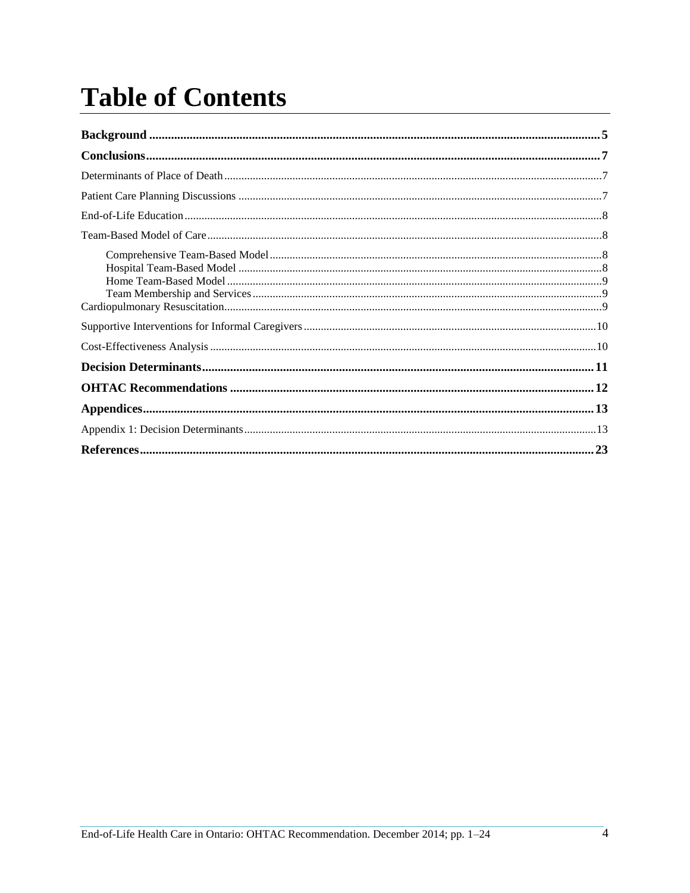# Table of Contents

**Background** ..... **5**

**Conclusions** ..... **7**

Determinants of Place of Death ..... 7

Patient Care Planning Discussions ..... 7

End-of-Life Education ..... 8

Team-Based Model of Care ..... 8

- Comprehensive Team-Based Model ..... 8
- Hospital Team-Based Model ..... 8
- Home Team-Based Model ..... 9
- Team Membership and Services ..... 9

Cardiopulmonary Resuscitation ..... 9

Supportive Interventions for Informal Caregivers ..... 10

Cost-Effectiveness Analysis ..... 10

**Decision Determinants** ..... **11**

**OHTAC Recommendations** ..... **12**

**Appendices** ..... **13**

Appendix 1: Decision Determinants ..... 13

**References** ..... **23**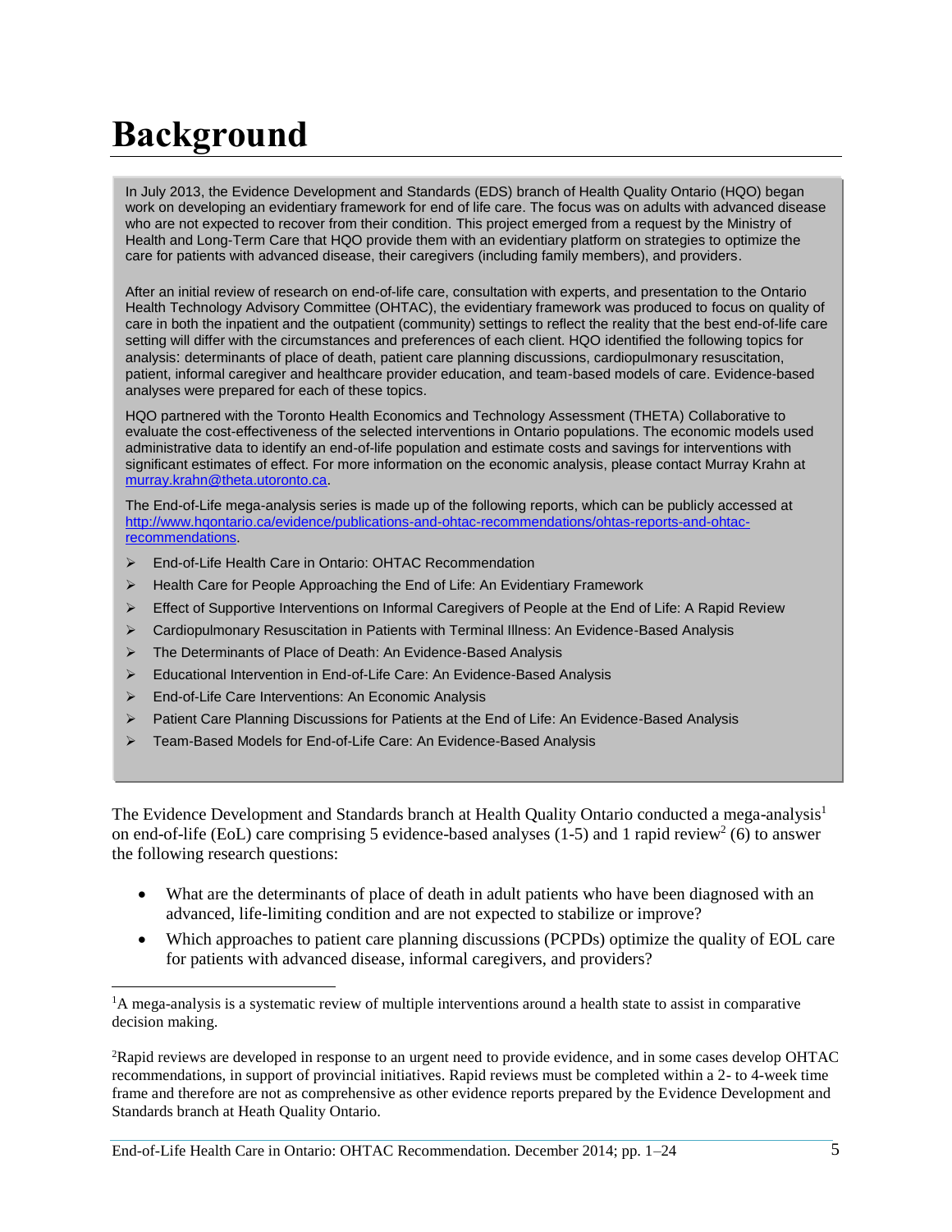# Background

In July 2013, the Evidence Development and Standards (EDS) branch of Health Quality Ontario (HQO) began work on developing an evidentiary framework for end of life care. The focus was on adults with advanced disease who are not expected to recover from their condition. This project emerged from a request by the Ministry of Health and Long-Term Care that HQO provide them with an evidentiary platform on strategies to optimize the care for patients with advanced disease, their caregivers (including family members), and providers.

After an initial review of research on end-of-life care, consultation with experts, and presentation to the Ontario Health Technology Advisory Committee (OHTAC), the evidentiary framework was produced to focus on quality of care in both the inpatient and the outpatient (community) settings to reflect the reality that the best end-of-life care setting will differ with the circumstances and preferences of each client. HQO identified the following topics for analysis: determinants of place of death, patient care planning discussions, cardiopulmonary resuscitation, patient, informal caregiver and healthcare provider education, and team-based models of care. Evidence-based analyses were prepared for each of these topics.

HQO partnered with the Toronto Health Economics and Technology Assessment (THETA) Collaborative to evaluate the cost-effectiveness of the selected interventions in Ontario populations. The economic models used administrative data to identify an end-of-life population and estimate costs and savings for interventions with significant estimates of effect. For more information on the economic analysis, please contact Murray Krahn at murray.krahn@theta.utoronto.ca.

The End-of-Life mega-analysis series is made up of the following reports, which can be publicly accessed at http://www.hqontario.ca/evidence/publications-and-ohtac-recommendations/ohtas-reports-and-ohtac-recommendations.

- End-of-Life Health Care in Ontario: OHTAC Recommendation
- Health Care for People Approaching the End of Life: An Evidentiary Framework
- Effect of Supportive Interventions on Informal Caregivers of People at the End of Life: A Rapid Review
- Cardiopulmonary Resuscitation in Patients with Terminal Illness: An Evidence-Based Analysis
- The Determinants of Place of Death: An Evidence-Based Analysis
- Educational Intervention in End-of-Life Care: An Evidence-Based Analysis
- End-of-Life Care Interventions: An Economic Analysis
- Patient Care Planning Discussions for Patients at the End of Life: An Evidence-Based Analysis
- Team-Based Models for End-of-Life Care: An Evidence-Based Analysis

The Evidence Development and Standards branch at Health Quality Ontario conducted a mega-analysis[1] on end-of-life (EoL) care comprising 5 evidence-based analyses (1-5) and 1 rapid review[2] (6) to answer the following research questions:

- What are the determinants of place of death in adult patients who have been diagnosed with an advanced, life-limiting condition and are not expected to stabilize or improve?
- Which approaches to patient care planning discussions (PCPDs) optimize the quality of EOL care for patients with advanced disease, informal caregivers, and providers?

[1]A mega-analysis is a systematic review of multiple interventions around a health state to assist in comparative decision making.

[2]Rapid reviews are developed in response to an urgent need to provide evidence, and in some cases develop OHTAC recommendations, in support of provincial initiatives. Rapid reviews must be completed within a 2- to 4-week time frame and therefore are not as comprehensive as other evidence reports prepared by the Evidence Development and Standards branch at Heath Quality Ontario.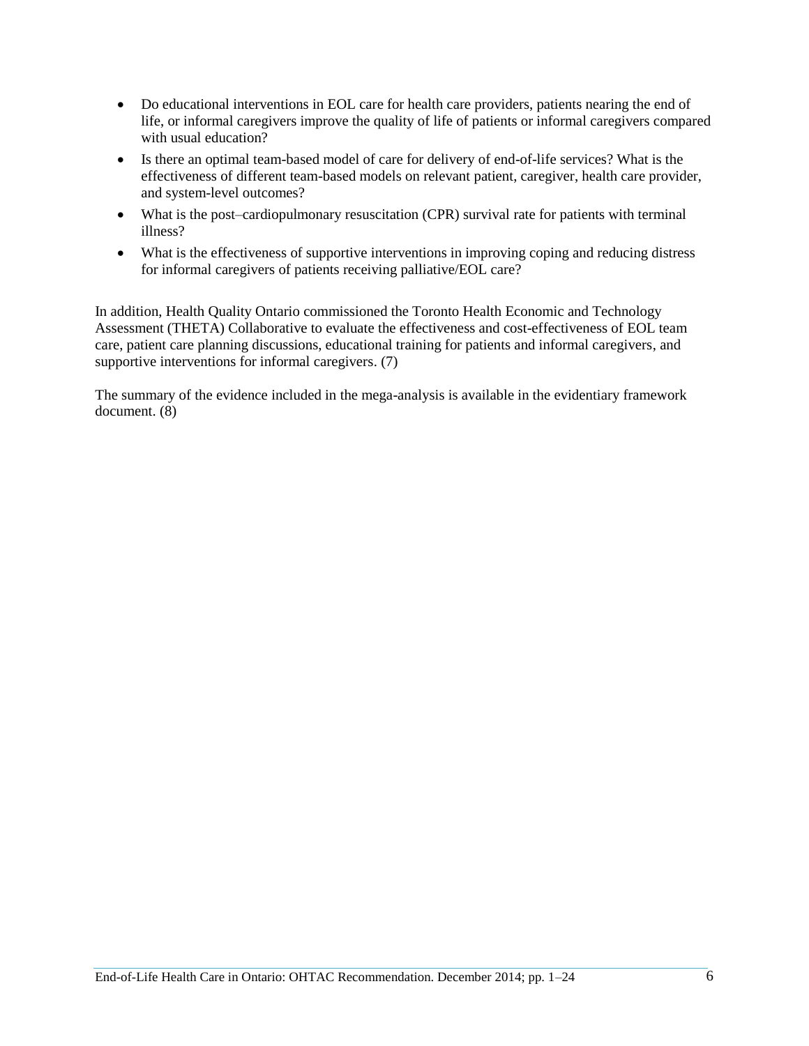- Do educational interventions in EOL care for health care providers, patients nearing the end of life, or informal caregivers improve the quality of life of patients or informal caregivers compared with usual education?
- Is there an optimal team-based model of care for delivery of end-of-life services? What is the effectiveness of different team-based models on relevant patient, caregiver, health care provider, and system-level outcomes?
- What is the post–cardiopulmonary resuscitation (CPR) survival rate for patients with terminal illness?
- What is the effectiveness of supportive interventions in improving coping and reducing distress for informal caregivers of patients receiving palliative/EOL care?

In addition, Health Quality Ontario commissioned the Toronto Health Economic and Technology Assessment (THETA) Collaborative to evaluate the effectiveness and cost-effectiveness of EOL team care, patient care planning discussions, educational training for patients and informal caregivers, and supportive interventions for informal caregivers. (7)

The summary of the evidence included in the mega-analysis is available in the evidentiary framework document. (8)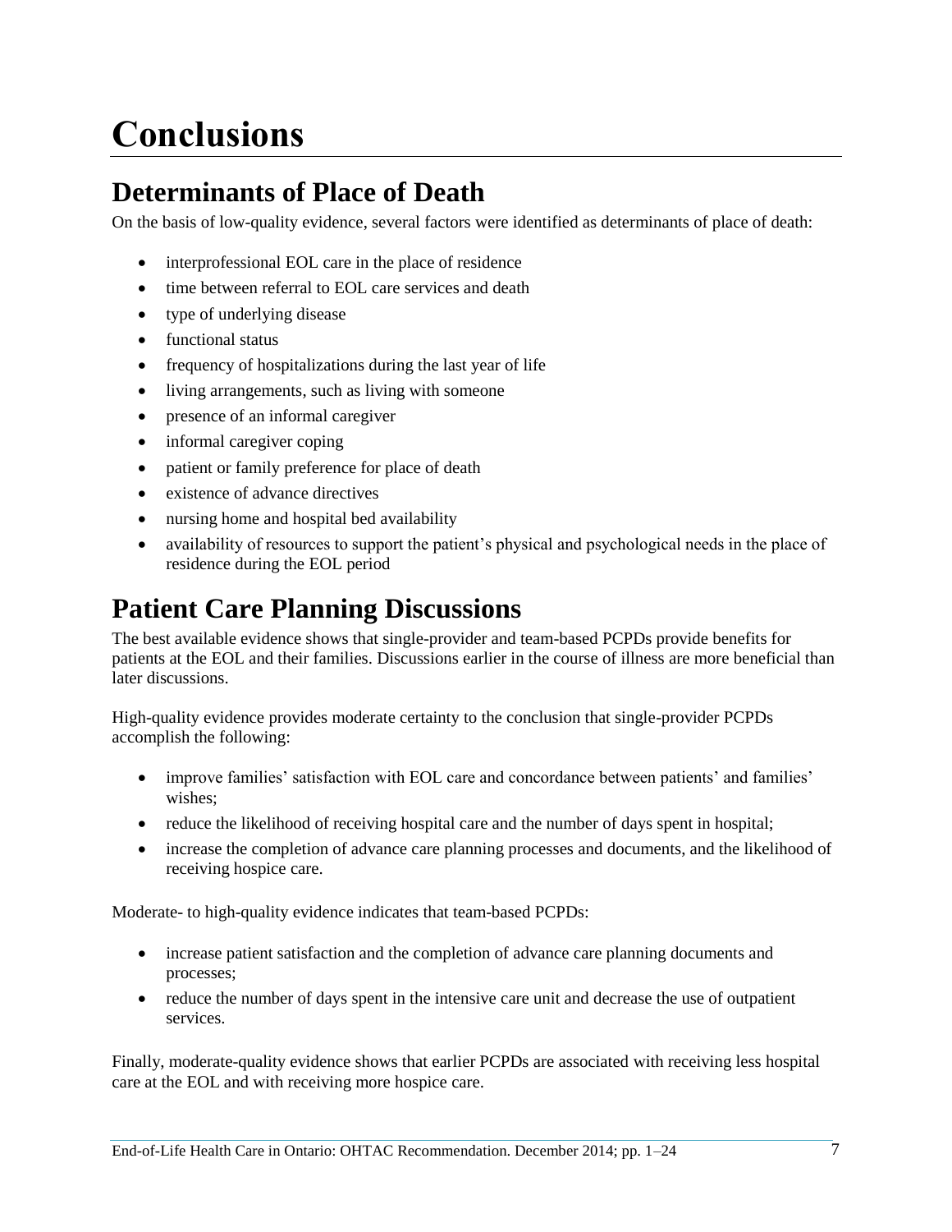# Conclusions

## Determinants of Place of Death

On the basis of low-quality evidence, several factors were identified as determinants of place of death:

- interprofessional EOL care in the place of residence
- time between referral to EOL care services and death
- type of underlying disease
- functional status
- frequency of hospitalizations during the last year of life
- living arrangements, such as living with someone
- presence of an informal caregiver
- informal caregiver coping
- patient or family preference for place of death
- existence of advance directives
- nursing home and hospital bed availability
- availability of resources to support the patient's physical and psychological needs in the place of residence during the EOL period

## Patient Care Planning Discussions

The best available evidence shows that single-provider and team-based PCPDs provide benefits for patients at the EOL and their families. Discussions earlier in the course of illness are more beneficial than later discussions.

High-quality evidence provides moderate certainty to the conclusion that single-provider PCPDs accomplish the following:

- improve families' satisfaction with EOL care and concordance between patients' and families' wishes;
- reduce the likelihood of receiving hospital care and the number of days spent in hospital;
- increase the completion of advance care planning processes and documents, and the likelihood of receiving hospice care.

Moderate- to high-quality evidence indicates that team-based PCPDs:

- increase patient satisfaction and the completion of advance care planning documents and processes;
- reduce the number of days spent in the intensive care unit and decrease the use of outpatient services.

Finally, moderate-quality evidence shows that earlier PCPDs are associated with receiving less hospital care at the EOL and with receiving more hospice care.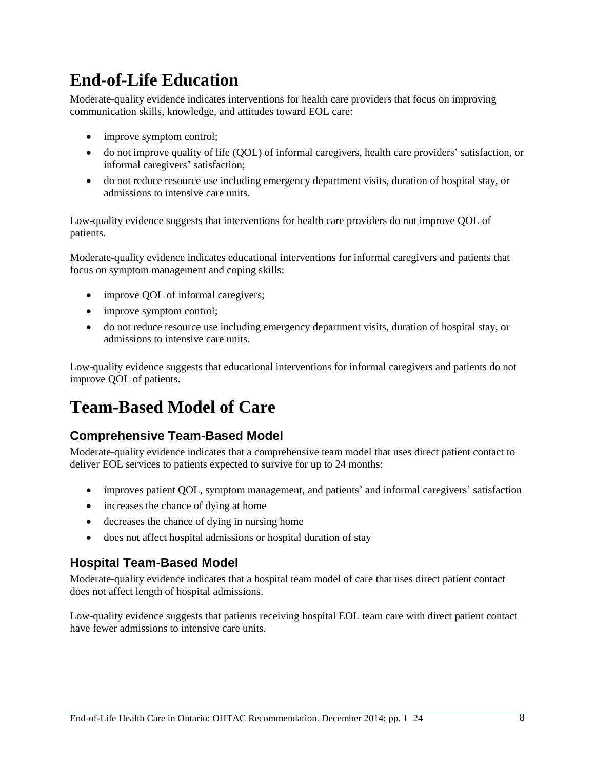# End-of-Life Education

Moderate-quality evidence indicates interventions for health care providers that focus on improving communication skills, knowledge, and attitudes toward EOL care:

- improve symptom control;
- do not improve quality of life (QOL) of informal caregivers, health care providers' satisfaction, or informal caregivers' satisfaction;
- do not reduce resource use including emergency department visits, duration of hospital stay, or admissions to intensive care units.

Low-quality evidence suggests that interventions for health care providers do not improve QOL of patients.

Moderate-quality evidence indicates educational interventions for informal caregivers and patients that focus on symptom management and coping skills:

- improve QOL of informal caregivers;
- improve symptom control;
- do not reduce resource use including emergency department visits, duration of hospital stay, or admissions to intensive care units.

Low-quality evidence suggests that educational interventions for informal caregivers and patients do not improve QOL of patients.

# Team-Based Model of Care

## Comprehensive Team-Based Model

Moderate-quality evidence indicates that a comprehensive team model that uses direct patient contact to deliver EOL services to patients expected to survive for up to 24 months:

- improves patient QOL, symptom management, and patients' and informal caregivers' satisfaction
- increases the chance of dying at home
- decreases the chance of dying in nursing home
- does not affect hospital admissions or hospital duration of stay

## Hospital Team-Based Model

Moderate-quality evidence indicates that a hospital team model of care that uses direct patient contact does not affect length of hospital admissions.

Low-quality evidence suggests that patients receiving hospital EOL team care with direct patient contact have fewer admissions to intensive care units.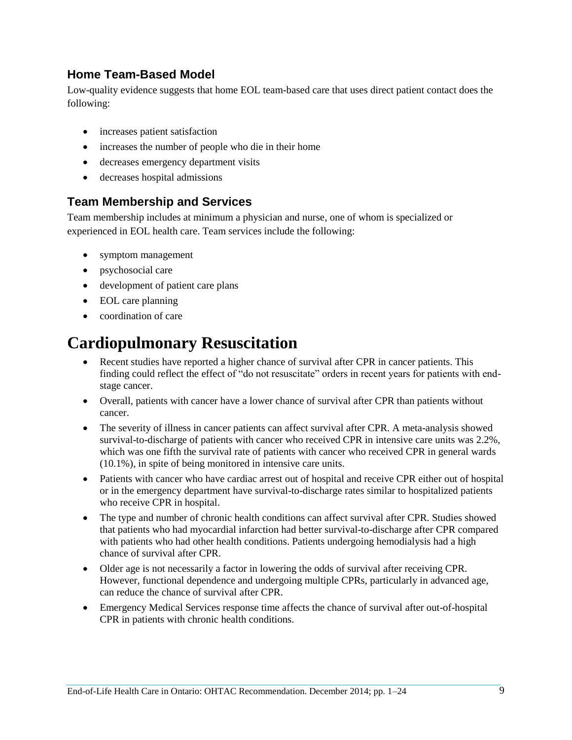### Home Team-Based Model

Low-quality evidence suggests that home EOL team-based care that uses direct patient contact does the following:

- increases patient satisfaction
- increases the number of people who die in their home
- decreases emergency department visits
- decreases hospital admissions

### Team Membership and Services

Team membership includes at minimum a physician and nurse, one of whom is specialized or experienced in EOL health care. Team services include the following:

- symptom management
- psychosocial care
- development of patient care plans
- EOL care planning
- coordination of care

# Cardiopulmonary Resuscitation

- Recent studies have reported a higher chance of survival after CPR in cancer patients. This finding could reflect the effect of "do not resuscitate" orders in recent years for patients with end-stage cancer.
- Overall, patients with cancer have a lower chance of survival after CPR than patients without cancer.
- The severity of illness in cancer patients can affect survival after CPR. A meta-analysis showed survival-to-discharge of patients with cancer who received CPR in intensive care units was 2.2%, which was one fifth the survival rate of patients with cancer who received CPR in general wards (10.1%), in spite of being monitored in intensive care units.
- Patients with cancer who have cardiac arrest out of hospital and receive CPR either out of hospital or in the emergency department have survival-to-discharge rates similar to hospitalized patients who receive CPR in hospital.
- The type and number of chronic health conditions can affect survival after CPR. Studies showed that patients who had myocardial infarction had better survival-to-discharge after CPR compared with patients who had other health conditions. Patients undergoing hemodialysis had a high chance of survival after CPR.
- Older age is not necessarily a factor in lowering the odds of survival after receiving CPR. However, functional dependence and undergoing multiple CPRs, particularly in advanced age, can reduce the chance of survival after CPR.
- Emergency Medical Services response time affects the chance of survival after out-of-hospital CPR in patients with chronic health conditions.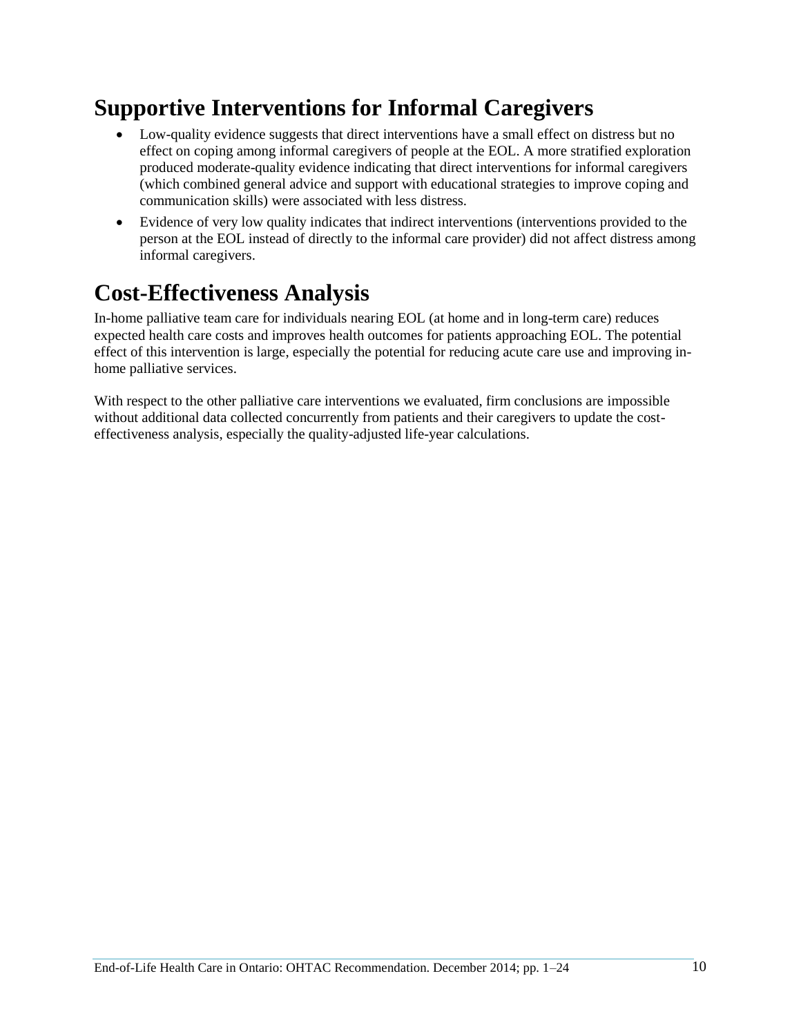## Supportive Interventions for Informal Caregivers

- Low-quality evidence suggests that direct interventions have a small effect on distress but no effect on coping among informal caregivers of people at the EOL. A more stratified exploration produced moderate-quality evidence indicating that direct interventions for informal caregivers (which combined general advice and support with educational strategies to improve coping and communication skills) were associated with less distress.
- Evidence of very low quality indicates that indirect interventions (interventions provided to the person at the EOL instead of directly to the informal care provider) did not affect distress among informal caregivers.

## Cost-Effectiveness Analysis

In-home palliative team care for individuals nearing EOL (at home and in long-term care) reduces expected health care costs and improves health outcomes for patients approaching EOL. The potential effect of this intervention is large, especially the potential for reducing acute care use and improving in-home palliative services.

With respect to the other palliative care interventions we evaluated, firm conclusions are impossible without additional data collected concurrently from patients and their caregivers to update the cost-effectiveness analysis, especially the quality-adjusted life-year calculations.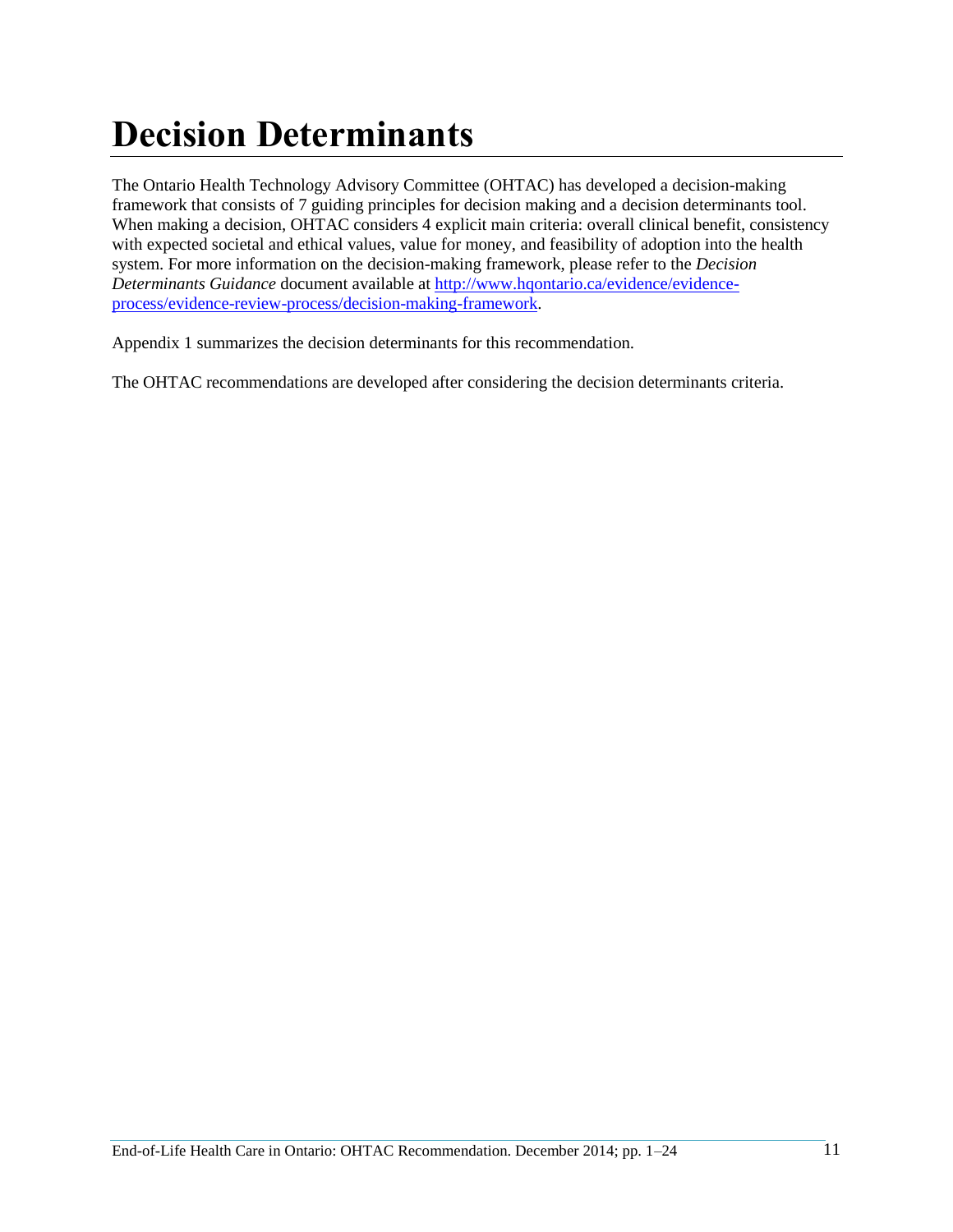# Decision Determinants

The Ontario Health Technology Advisory Committee (OHTAC) has developed a decision-making framework that consists of 7 guiding principles for decision making and a decision determinants tool. When making a decision, OHTAC considers 4 explicit main criteria: overall clinical benefit, consistency with expected societal and ethical values, value for money, and feasibility of adoption into the health system. For more information on the decision-making framework, please refer to the *Decision Determinants Guidance* document available at [http://www.hqontario.ca/evidence/evidence-process/evidence-review-process/decision-making-framework](http://www.hqontario.ca/evidence/evidence-process/evidence-review-process/decision-making-framework).

Appendix 1 summarizes the decision determinants for this recommendation.

The OHTAC recommendations are developed after considering the decision determinants criteria.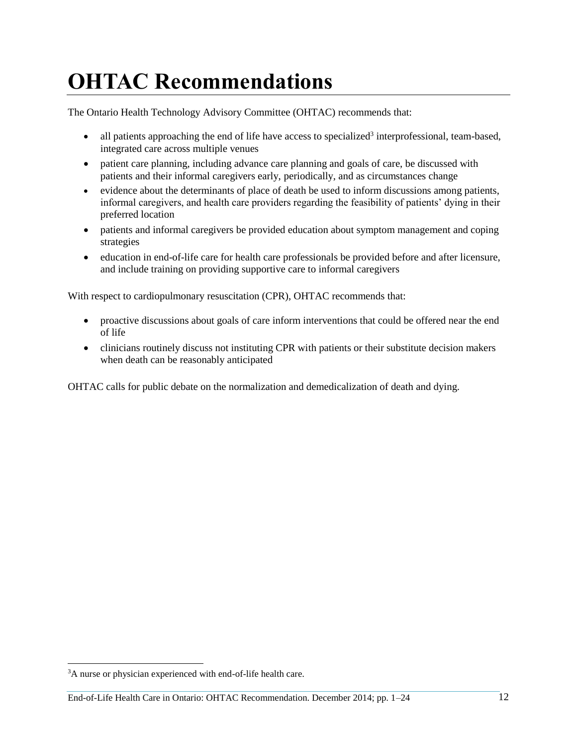# OHTAC Recommendations

The Ontario Health Technology Advisory Committee (OHTAC) recommends that:

- all patients approaching the end of life have access to specialized[3] interprofessional, team-based, integrated care across multiple venues
- patient care planning, including advance care planning and goals of care, be discussed with patients and their informal caregivers early, periodically, and as circumstances change
- evidence about the determinants of place of death be used to inform discussions among patients, informal caregivers, and health care providers regarding the feasibility of patients' dying in their preferred location
- patients and informal caregivers be provided education about symptom management and coping strategies
- education in end-of-life care for health care professionals be provided before and after licensure, and include training on providing supportive care to informal caregivers

With respect to cardiopulmonary resuscitation (CPR), OHTAC recommends that:

- proactive discussions about goals of care inform interventions that could be offered near the end of life
- clinicians routinely discuss not instituting CPR with patients or their substitute decision makers when death can be reasonably anticipated

OHTAC calls for public debate on the normalization and demedicalization of death and dying.

[3] A nurse or physician experienced with end-of-life health care.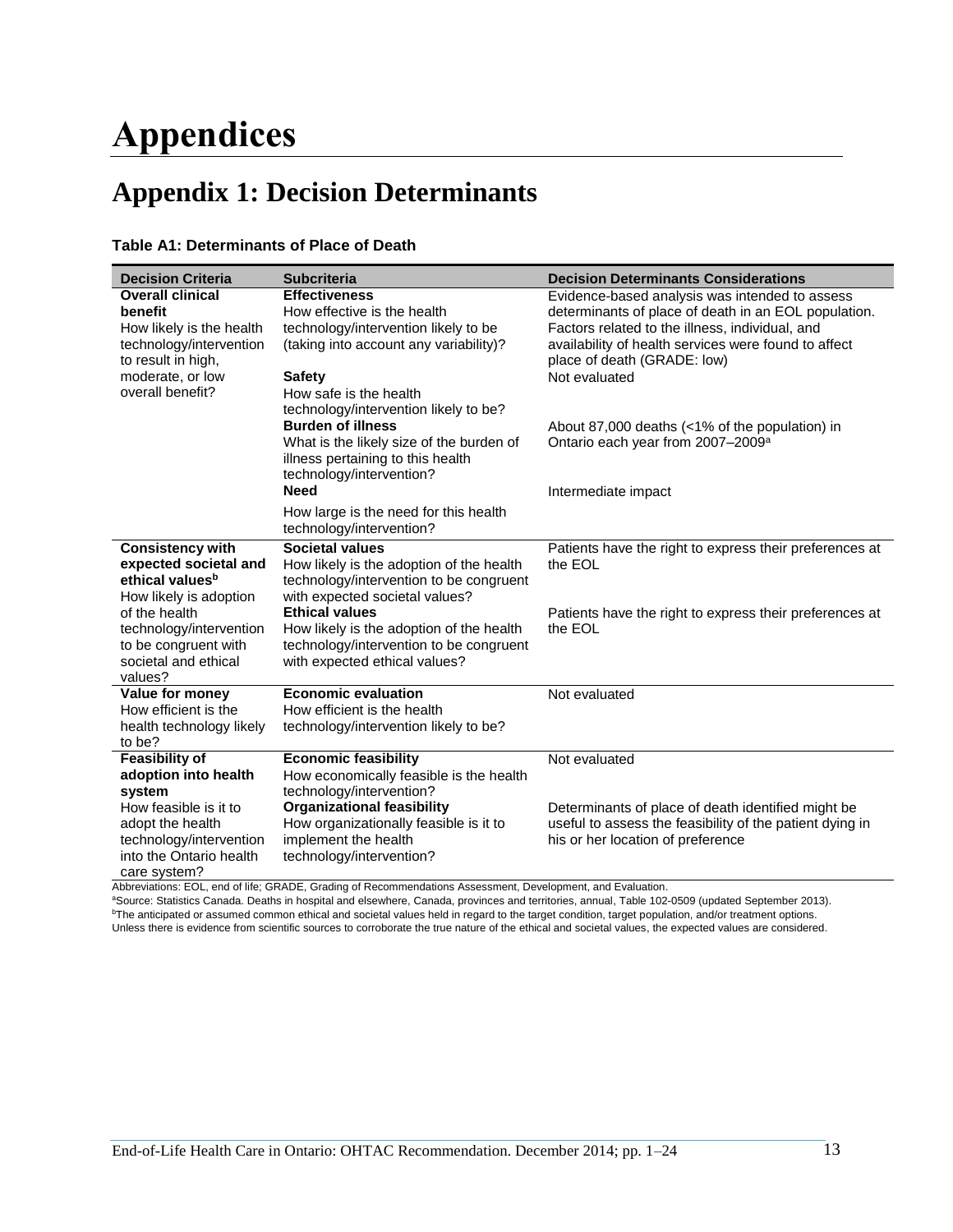# Appendices

## Appendix 1: Decision Determinants

**Table A1: Determinants of Place of Death**

| Decision Criteria | Subcriteria | Decision Determinants Considerations |
|---|---|---|
| **Overall clinical benefit**<br>How likely is the health technology/intervention to result in high, moderate, or low overall benefit? | **Effectiveness**<br>How effective is the health technology/intervention likely to be (taking into account any variability)? | Evidence-based analysis was intended to assess determinants of place of death in an EOL population. Factors related to the illness, individual, and availability of health services were found to affect place of death (GRADE: low) |
| | **Safety**<br>How safe is the health technology/intervention likely to be? | Not evaluated |
| | **Burden of illness**<br>What is the likely size of the burden of illness pertaining to this health technology/intervention? | About 87,000 deaths (<1% of the population) in Ontario each year from 2007–2009[a] |
| | **Need**<br>How large is the need for this health technology/intervention? | Intermediate impact |
| **Consistency with expected societal and ethical values**[b]<br>How likely is adoption of the health technology/intervention to be congruent with societal and ethical values? | **Societal values**<br>How likely is the adoption of the health technology/intervention to be congruent with expected societal values? | Patients have the right to express their preferences at the EOL |
| | **Ethical values**<br>How likely is the adoption of the health technology/intervention to be congruent with expected ethical values? | Patients have the right to express their preferences at the EOL |
| **Value for money**<br>How efficient is the health technology likely to be? | **Economic evaluation**<br>How efficient is the health technology/intervention likely to be? | Not evaluated |
| **Feasibility of adoption into health system**<br>How feasible is it to adopt the health technology/intervention into the Ontario health care system? | **Economic feasibility**<br>How economically feasible is the health technology/intervention? | Not evaluated |
| | **Organizational feasibility**<br>How organizationally feasible is it to implement the health technology/intervention? | Determinants of place of death identified might be useful to assess the feasibility of the patient dying in his or her location of preference |

Abbreviations: EOL, end of life; GRADE, Grading of Recommendations Assessment, Development, and Evaluation.
[a]Source: Statistics Canada. Deaths in hospital and elsewhere, Canada, provinces and territories, annual, Table 102-0509 (updated September 2013).
[b]The anticipated or assumed common ethical and societal values held in regard to the target condition, target population, and/or treatment options. Unless there is evidence from scientific sources to corroborate the true nature of the ethical and societal values, the expected values are considered.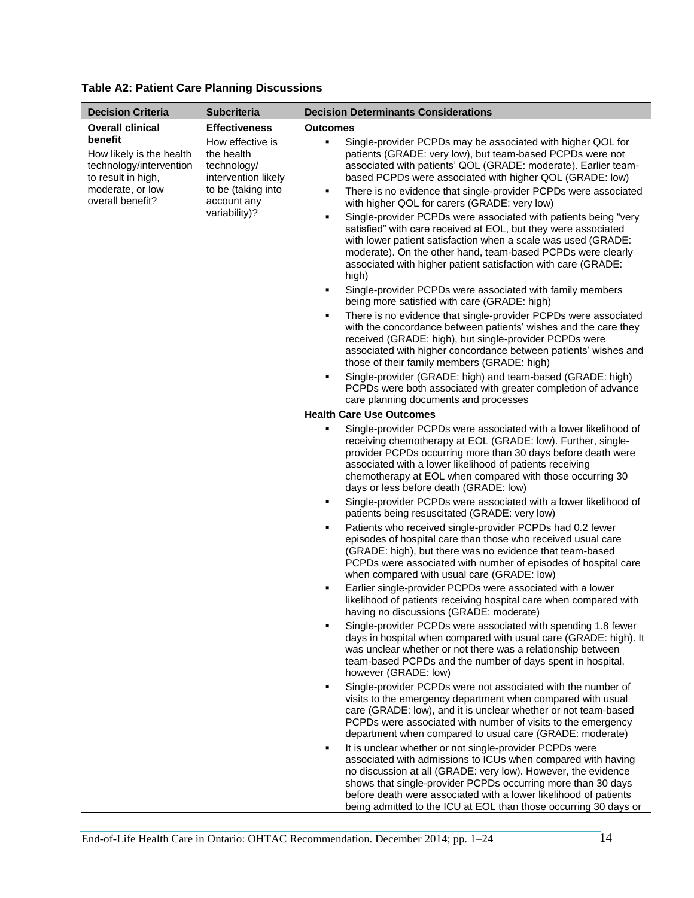**Table A2: Patient Care Planning Discussions**

| Decision Criteria | Subcriteria | Decision Determinants Considerations |
|---|---|---|
| **Overall clinical benefit**<br>How likely is the health technology/intervention to result in high, moderate, or low overall benefit? | **Effectiveness**<br>How effective is the health technology/ intervention likely to be (taking into account any variability)? | **Outcomes**<br>▪ Single-provider PCPDs may be associated with higher QOL for patients (GRADE: very low), but team-based PCPDs were not associated with patients' QOL (GRADE: moderate). Earlier team-based PCPDs were associated with higher QOL (GRADE: low)<br>▪ There is no evidence that single-provider PCPDs were associated with higher QOL for carers (GRADE: very low)<br>▪ Single-provider PCPDs were associated with patients being "very satisfied" with care received at EOL, but they were associated with lower patient satisfaction when a scale was used (GRADE: moderate). On the other hand, team-based PCPDs were clearly associated with higher patient satisfaction with care (GRADE: high)<br>▪ Single-provider PCPDs were associated with family members being more satisfied with care (GRADE: high)<br>▪ There is no evidence that single-provider PCPDs were associated with the concordance between patients' wishes and the care they received (GRADE: high), but single-provider PCPDs were associated with higher concordance between patients' wishes and those of their family members (GRADE: high)<br>▪ Single-provider (GRADE: high) and team-based (GRADE: high) PCPDs were both associated with greater completion of advance care planning documents and processes<br>**Health Care Use Outcomes**<br>▪ Single-provider PCPDs were associated with a lower likelihood of receiving chemotherapy at EOL (GRADE: low). Further, single-provider PCPDs occurring more than 30 days before death were associated with a lower likelihood of patients receiving chemotherapy at EOL when compared with those occurring 30 days or less before death (GRADE: low)<br>▪ Single-provider PCPDs were associated with a lower likelihood of patients being resuscitated (GRADE: very low)<br>▪ Patients who received single-provider PCPDs had 0.2 fewer episodes of hospital care than those who received usual care (GRADE: high), but there was no evidence that team-based PCPDs were associated with number of episodes of hospital care when compared with usual care (GRADE: low)<br>▪ Earlier single-provider PCPDs were associated with a lower likelihood of patients receiving hospital care when compared with having no discussions (GRADE: moderate)<br>▪ Single-provider PCPDs were associated with spending 1.8 fewer days in hospital when compared with usual care (GRADE: high). It was unclear whether or not there was a relationship between team-based PCPDs and the number of days spent in hospital, however (GRADE: low)<br>▪ Single-provider PCPDs were not associated with the number of visits to the emergency department when compared with usual care (GRADE: low), and it is unclear whether or not team-based PCPDs were associated with number of visits to the emergency department when compared to usual care (GRADE: moderate)<br>▪ It is unclear whether or not single-provider PCPDs were associated with admissions to ICUs when compared with having no discussion at all (GRADE: very low). However, the evidence shows that single-provider PCPDs occurring more than 30 days before death were associated with a lower likelihood of patients being admitted to the ICU at EOL than those occurring 30 days or |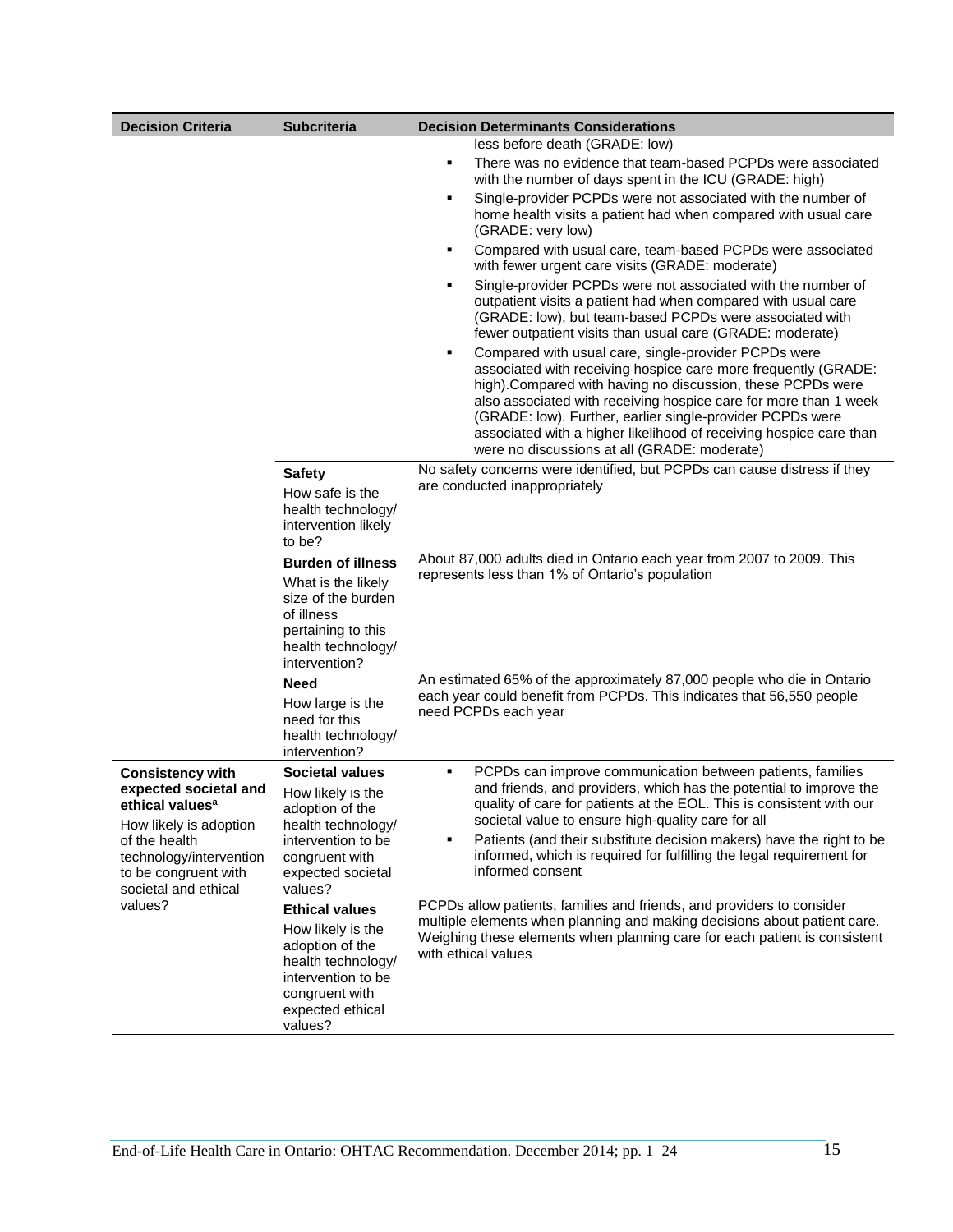| Decision Criteria | Subcriteria | Decision Determinants Considerations |
|---|---|---|
| | | less before death (GRADE: low)<br>▪ There was no evidence that team-based PCPDs were associated with the number of days spent in the ICU (GRADE: high)<br>▪ Single-provider PCPDs were not associated with the number of home health visits a patient had when compared with usual care (GRADE: very low)<br>▪ Compared with usual care, team-based PCPDs were associated with fewer urgent care visits (GRADE: moderate)<br>▪ Single-provider PCPDs were not associated with the number of outpatient visits a patient had when compared with usual care (GRADE: low), but team-based PCPDs were associated with fewer outpatient visits than usual care (GRADE: moderate)<br>▪ Compared with usual care, single-provider PCPDs were associated with receiving hospice care more frequently (GRADE: high).Compared with having no discussion, these PCPDs were also associated with receiving hospice care for more than 1 week (GRADE: low). Further, earlier single-provider PCPDs were associated with a higher likelihood of receiving hospice care than were no discussions at all (GRADE: moderate) |
| | **Safety**<br>How safe is the health technology/ intervention likely to be? | No safety concerns were identified, but PCPDs can cause distress if they are conducted inappropriately |
| | **Burden of illness**<br>What is the likely size of the burden of illness pertaining to this health technology/ intervention? | About 87,000 adults died in Ontario each year from 2007 to 2009. This represents less than 1% of Ontario's population |
| | **Need**<br>How large is the need for this health technology/ intervention? | An estimated 65% of the approximately 87,000 people who die in Ontario each year could benefit from PCPDs. This indicates that 56,550 people need PCPDs each year |
| **Consistency with expected societal and ethical values**[a]<br>How likely is adoption of the health technology/intervention to be congruent with societal and ethical values? | **Societal values**<br>How likely is the adoption of the health technology/ intervention to be congruent with expected societal values? | ▪ PCPDs can improve communication between patients, families and friends, and providers, which has the potential to improve the quality of care for patients at the EOL. This is consistent with our societal value to ensure high-quality care for all<br>▪ Patients (and their substitute decision makers) have the right to be informed, which is required for fulfilling the legal requirement for informed consent |
| | **Ethical values**<br>How likely is the adoption of the health technology/ intervention to be congruent with expected ethical values? | PCPDs allow patients, families and friends, and providers to consider multiple elements when planning and making decisions about patient care. Weighing these elements when planning care for each patient is consistent with ethical values |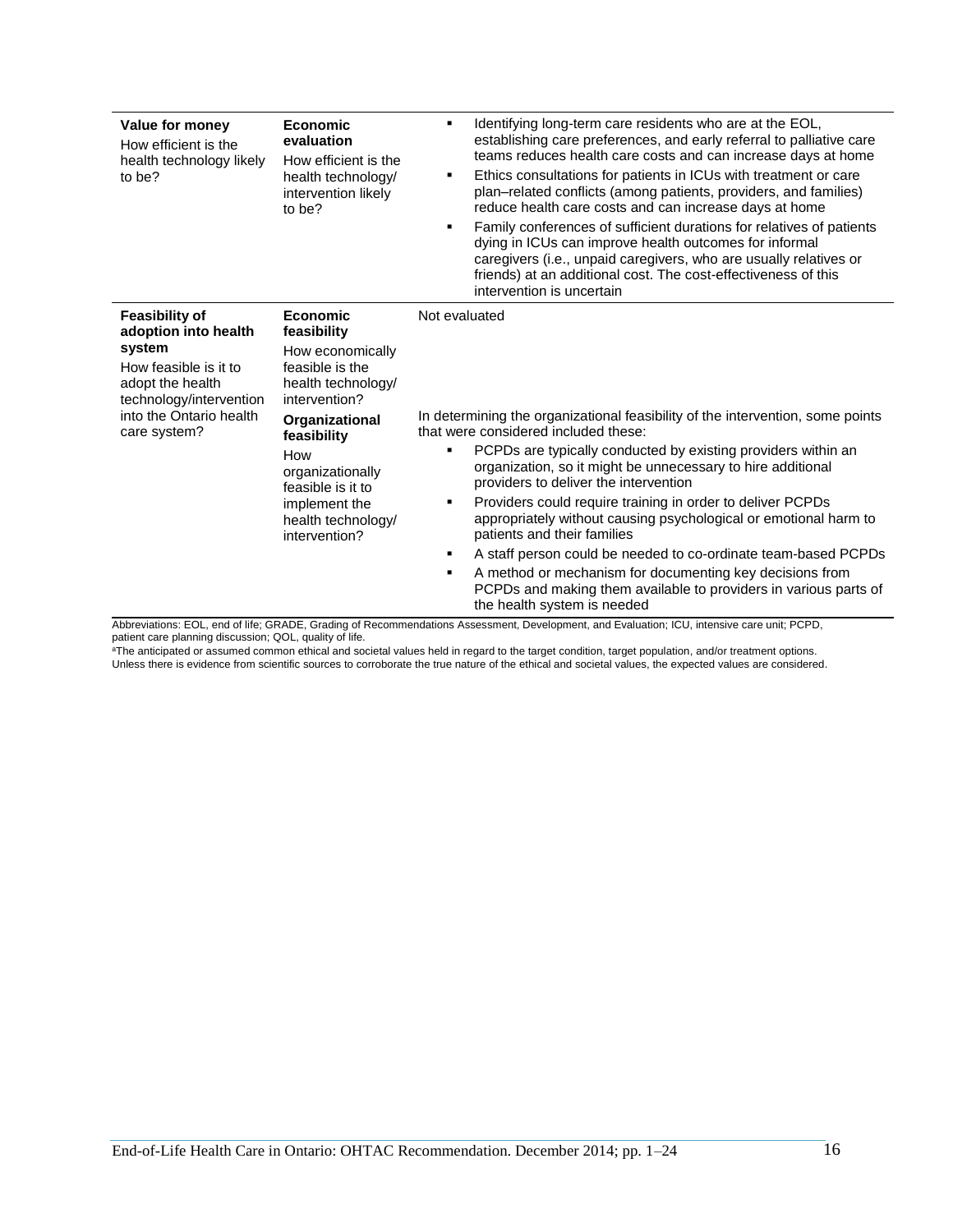| | | |
|---|---|---|
| **Value for money**<br>How efficient is the health technology likely to be? | **Economic evaluation**<br>How efficient is the health technology/ intervention likely to be? | ▪ Identifying long-term care residents who are at the EOL, establishing care preferences, and early referral to palliative care teams reduces health care costs and can increase days at home<br>▪ Ethics consultations for patients in ICUs with treatment or care plan–related conflicts (among patients, providers, and families) reduce health care costs and can increase days at home<br>▪ Family conferences of sufficient durations for relatives of patients dying in ICUs can improve health outcomes for informal caregivers (i.e., unpaid caregivers, who are usually relatives or friends) at an additional cost. The cost-effectiveness of this intervention is uncertain |
| **Feasibility of adoption into health system**<br>How feasible is it to adopt the health technology/intervention into the Ontario health care system? | **Economic feasibility**<br>How economically feasible is the health technology/ intervention? | Not evaluated |
| | **Organizational feasibility**<br>How organizationally feasible is it to implement the health technology/ intervention? | In determining the organizational feasibility of the intervention, some points that were considered included these:<br>▪ PCPDs are typically conducted by existing providers within an organization, so it might be unnecessary to hire additional providers to deliver the intervention<br>▪ Providers could require training in order to deliver PCPDs appropriately without causing psychological or emotional harm to patients and their families<br>▪ A staff person could be needed to co-ordinate team-based PCPDs<br>▪ A method or mechanism for documenting key decisions from PCPDs and making them available to providers in various parts of the health system is needed |

Abbreviations: EOL, end of life; GRADE, Grading of Recommendations Assessment, Development, and Evaluation; ICU, intensive care unit; PCPD, patient care planning discussion; QOL, quality of life.

[a]The anticipated or assumed common ethical and societal values held in regard to the target condition, target population, and/or treatment options. Unless there is evidence from scientific sources to corroborate the true nature of the ethical and societal values, the expected values are considered.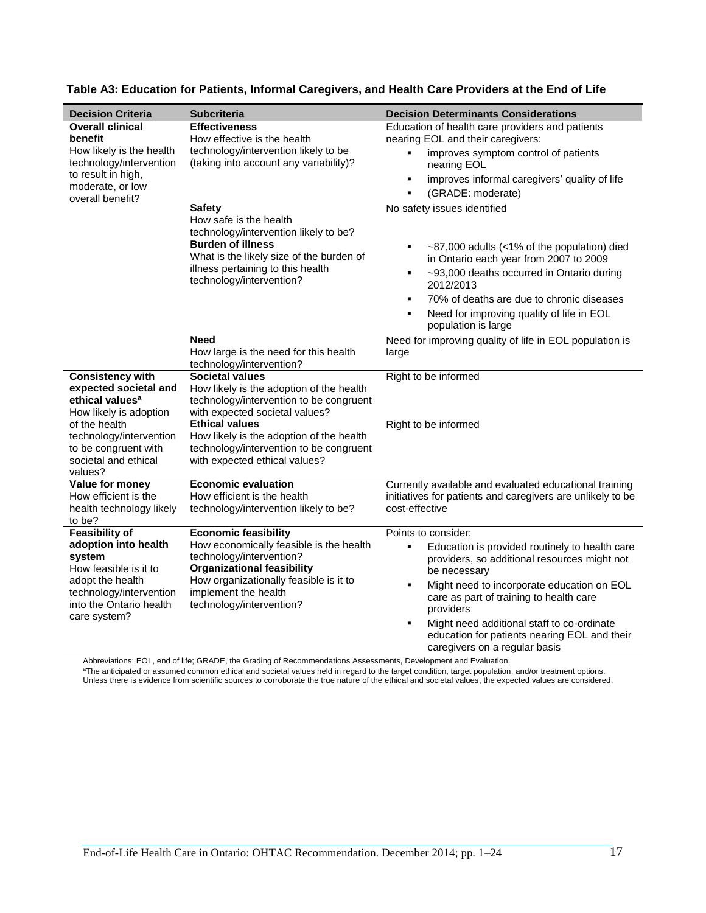**Table A3: Education for Patients, Informal Caregivers, and Health Care Providers at the End of Life**

| Decision Criteria | Subcriteria | Decision Determinants Considerations |
|---|---|---|
| **Overall clinical benefit**<br>How likely is the health technology/intervention to result in high, moderate, or low overall benefit? | **Effectiveness**<br>How effective is the health technology/intervention likely to be (taking into account any variability)? | Education of health care providers and patients nearing EOL and their caregivers:<br>▪ improves symptom control of patients nearing EOL<br>▪ improves informal caregivers' quality of life<br>▪ (GRADE: moderate) |
| | **Safety**<br>How safe is the health technology/intervention likely to be? | No safety issues identified |
| | **Burden of illness**<br>What is the likely size of the burden of illness pertaining to this health technology/intervention? | ▪ ~87,000 adults (<1% of the population) died in Ontario each year from 2007 to 2009<br>▪ ~93,000 deaths occurred in Ontario during 2012/2013<br>▪ 70% of deaths are due to chronic diseases<br>▪ Need for improving quality of life in EOL population is large |
| | **Need**<br>How large is the need for this health technology/intervention? | Need for improving quality of life in EOL population is large |
| **Consistency with expected societal and ethical values**[a]<br>How likely is adoption of the health technology/intervention to be congruent with societal and ethical values? | **Societal values**<br>How likely is the adoption of the health technology/intervention to be congruent with expected societal values? | Right to be informed |
| | **Ethical values**<br>How likely is the adoption of the health technology/intervention to be congruent with expected ethical values? | Right to be informed |
| **Value for money**<br>How efficient is the health technology likely to be? | **Economic evaluation**<br>How efficient is the health technology/intervention likely to be? | Currently available and evaluated educational training initiatives for patients and caregivers are unlikely to be cost-effective |
| **Feasibility of adoption into health system**<br>How feasible is it to adopt the health technology/intervention into the Ontario health care system? | **Economic feasibility**<br>How economically feasible is the health technology/intervention?<br>**Organizational feasibility**<br>How organizationally feasible is it to implement the health technology/intervention? | Points to consider:<br>▪ Education is provided routinely to health care providers, so additional resources might not be necessary<br>▪ Might need to incorporate education on EOL care as part of training to health care providers<br>▪ Might need additional staff to co-ordinate education for patients nearing EOL and their caregivers on a regular basis |

Abbreviations: EOL, end of life; GRADE, the Grading of Recommendations Assessments, Development and Evaluation.
[a]The anticipated or assumed common ethical and societal values held in regard to the target condition, target population, and/or treatment options. Unless there is evidence from scientific sources to corroborate the true nature of the ethical and societal values, the expected values are considered.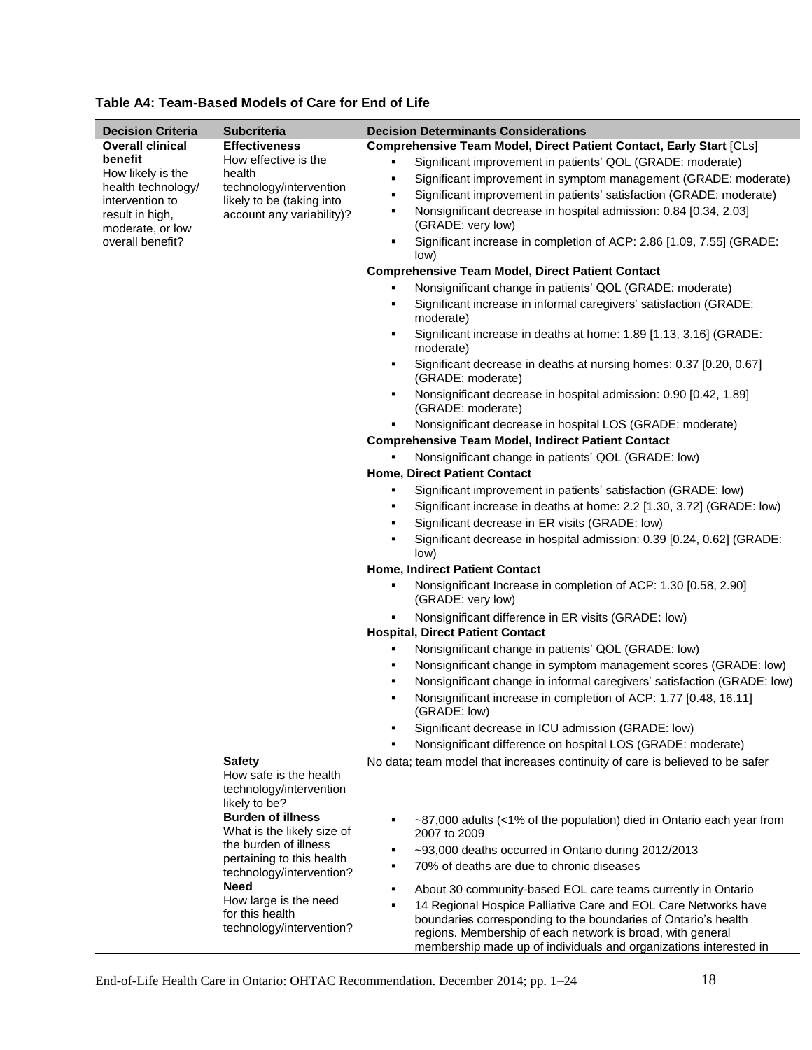**Table A4: Team-Based Models of Care for End of Life**

| Decision Criteria | Subcriteria | Decision Determinants Considerations |
|---|---|---|
| **Overall clinical benefit**<br>How likely is the health technology/ intervention to result in high, moderate, or low overall benefit? | **Effectiveness**<br>How effective is the health technology/intervention likely to be (taking into account any variability)? | **Comprehensive Team Model, Direct Patient Contact, Early Start** [CLs]<br>▪ Significant improvement in patients' QOL (GRADE: moderate)<br>▪ Significant improvement in symptom management (GRADE: moderate)<br>▪ Significant improvement in patients' satisfaction (GRADE: moderate)<br>▪ Nonsignificant decrease in hospital admission: 0.84 [0.34, 2.03] (GRADE: very low)<br>▪ Significant increase in completion of ACP: 2.86 [1.09, 7.55] (GRADE: low)<br>**Comprehensive Team Model, Direct Patient Contact**<br>▪ Nonsignificant change in patients' QOL (GRADE: moderate)<br>▪ Significant increase in informal caregivers' satisfaction (GRADE: moderate)<br>▪ Significant increase in deaths at home: 1.89 [1.13, 3.16] (GRADE: moderate)<br>▪ Significant decrease in deaths at nursing homes: 0.37 [0.20, 0.67] (GRADE: moderate)<br>▪ Nonsignificant decrease in hospital admission: 0.90 [0.42, 1.89] (GRADE: moderate)<br>▪ Nonsignificant decrease in hospital LOS (GRADE: moderate)<br>**Comprehensive Team Model, Indirect Patient Contact**<br>▪ Nonsignificant change in patients' QOL (GRADE: low)<br>**Home, Direct Patient Contact**<br>▪ Significant improvement in patients' satisfaction (GRADE: low)<br>▪ Significant increase in deaths at home: 2.2 [1.30, 3.72] (GRADE: low)<br>▪ Significant decrease in ER visits (GRADE: low)<br>▪ Significant decrease in hospital admission: 0.39 [0.24, 0.62] (GRADE: low)<br>**Home, Indirect Patient Contact**<br>▪ Nonsignificant Increase in completion of ACP: 1.30 [0.58, 2.90] (GRADE: very low)<br>▪ Nonsignificant difference in ER visits (GRADE: low)<br>**Hospital, Direct Patient Contact**<br>▪ Nonsignificant change in patients' QOL (GRADE: low)<br>▪ Nonsignificant change in symptom management scores (GRADE: low)<br>▪ Nonsignificant change in informal caregivers' satisfaction (GRADE: low)<br>▪ Nonsignificant increase in completion of ACP: 1.77 [0.48, 16.11] (GRADE: low)<br>▪ Significant decrease in ICU admission (GRADE: low)<br>▪ Nonsignificant difference on hospital LOS (GRADE: moderate) |
| | **Safety**<br>How safe is the health technology/intervention likely to be? | No data; team model that increases continuity of care is believed to be safer |
| | **Burden of illness**<br>What is the likely size of the burden of illness pertaining to this health technology/intervention? | ▪ ~87,000 adults (<1% of the population) died in Ontario each year from 2007 to 2009<br>▪ ~93,000 deaths occurred in Ontario during 2012/2013<br>▪ 70% of deaths are due to chronic diseases |
| | **Need**<br>How large is the need for this health technology/intervention? | ▪ About 30 community-based EOL care teams currently in Ontario<br>▪ 14 Regional Hospice Palliative Care and EOL Care Networks have boundaries corresponding to the boundaries of Ontario's health regions. Membership of each network is broad, with general membership made up of individuals and organizations interested in |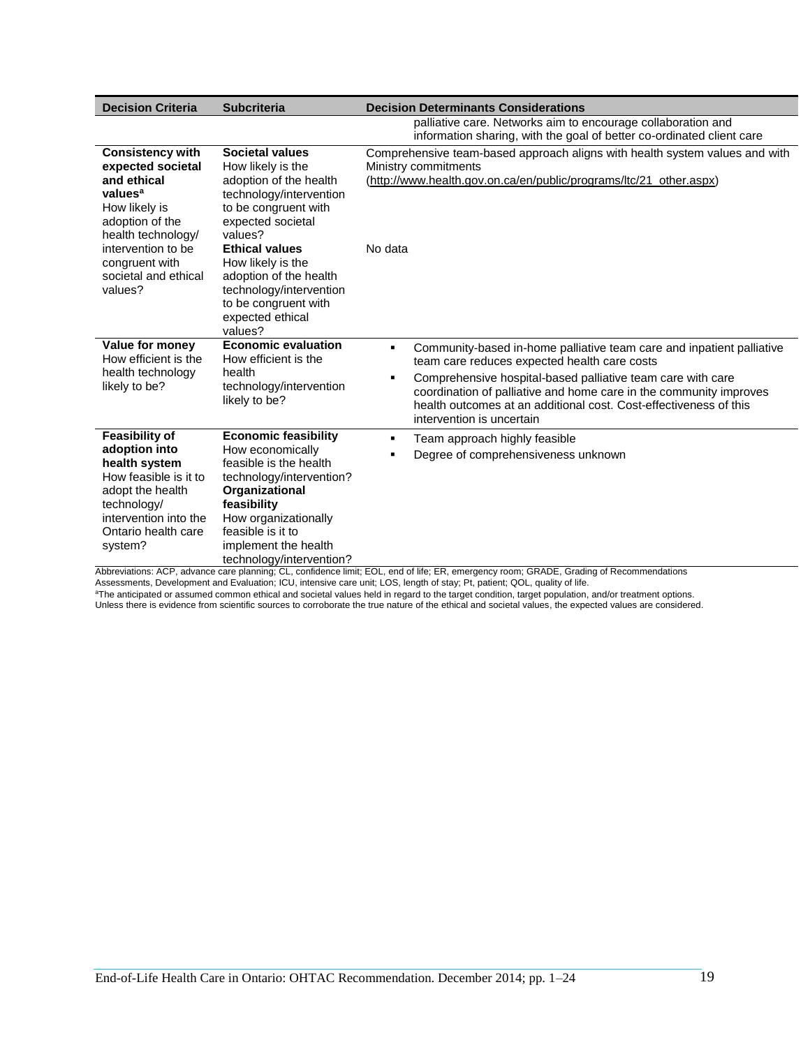| Decision Criteria | Subcriteria | Decision Determinants Considerations |
| --- | --- | --- |
| | | palliative care. Networks aim to encourage collaboration and information sharing, with the goal of better co-ordinated client care |
| **Consistency with expected societal and ethical values**[a] How likely is adoption of the health technology/ intervention to be congruent with societal and ethical values? | **Societal values** How likely is the adoption of the health technology/intervention to be congruent with expected societal values? | Comprehensive team-based approach aligns with health system values and with Ministry commitments (http://www.health.gov.on.ca/en/public/programs/ltc/21_other.aspx) |
| | **Ethical values** How likely is the adoption of the health technology/intervention to be congruent with expected ethical values? | No data |
| **Value for money** How efficient is the health technology likely to be? | **Economic evaluation** How efficient is the health technology/intervention likely to be? | ▪ Community-based in-home palliative team care and inpatient palliative team care reduces expected health care costs<br>▪ Comprehensive hospital-based palliative team care with care coordination of palliative and home care in the community improves health outcomes at an additional cost. Cost-effectiveness of this intervention is uncertain |
| **Feasibility of adoption into health system** How feasible is it to adopt the health technology/ intervention into the Ontario health care system? | **Economic feasibility** How economically feasible is the health technology/intervention? **Organizational feasibility** How organizationally feasible is it to implement the health technology/intervention? | ▪ Team approach highly feasible<br>▪ Degree of comprehensiveness unknown |

Abbreviations: ACP, advance care planning; CL, confidence limit; EOL, end of life; ER, emergency room; GRADE, Grading of Recommendations Assessments, Development and Evaluation; ICU, intensive care unit; LOS, length of stay; Pt, patient; QOL, quality of life.

[a]The anticipated or assumed common ethical and societal values held in regard to the target condition, target population, and/or treatment options. Unless there is evidence from scientific sources to corroborate the true nature of the ethical and societal values, the expected values are considered.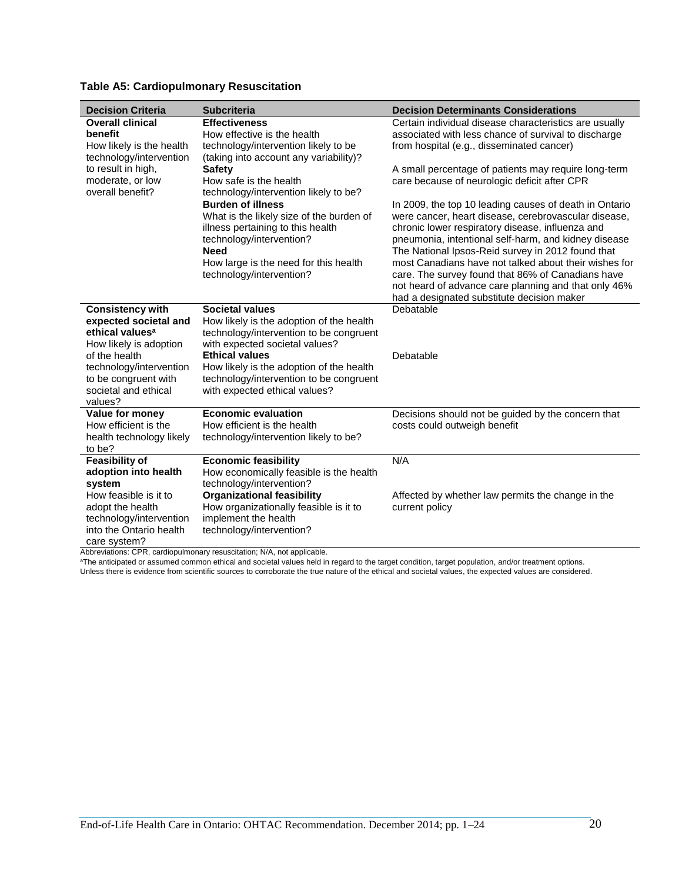**Table A5: Cardiopulmonary Resuscitation**

| Decision Criteria | Subcriteria | Decision Determinants Considerations |
|---|---|---|
| **Overall clinical benefit** How likely is the health technology/intervention to result in high, moderate, or low overall benefit? | **Effectiveness** How effective is the health technology/intervention likely to be (taking into account any variability)? | Certain individual disease characteristics are usually associated with less chance of survival to discharge from hospital (e.g., disseminated cancer) |
| | **Safety** How safe is the health technology/intervention likely to be? | A small percentage of patients may require long-term care because of neurologic deficit after CPR |
| | **Burden of illness** What is the likely size of the burden of illness pertaining to this health technology/intervention? | In 2009, the top 10 leading causes of death in Ontario were cancer, heart disease, cerebrovascular disease, chronic lower respiratory disease, influenza and pneumonia, intentional self-harm, and kidney disease |
| | **Need** How large is the need for this health technology/intervention? | The National Ipsos-Reid survey in 2012 found that most Canadians have not talked about their wishes for care. The survey found that 86% of Canadians have not heard of advance care planning and that only 46% had a designated substitute decision maker |
| **Consistency with expected societal and ethical values**[a] How likely is adoption of the health technology/intervention to be congruent with societal and ethical values? | **Societal values** How likely is the adoption of the health technology/intervention to be congruent with expected societal values? | Debatable |
| | **Ethical values** How likely is the adoption of the health technology/intervention to be congruent with expected ethical values? | Debatable |
| **Value for money** How efficient is the health technology likely to be? | **Economic evaluation** How efficient is the health technology/intervention likely to be? | Decisions should not be guided by the concern that costs could outweigh benefit |
| **Feasibility of adoption into health system** How feasible is it to adopt the health technology/intervention into the Ontario health care system? | **Economic feasibility** How economically feasible is the health technology/intervention? | N/A |
| | **Organizational feasibility** How organizationally feasible is it to implement the health technology/intervention? | Affected by whether law permits the change in the current policy |

Abbreviations: CPR, cardiopulmonary resuscitation; N/A, not applicable.

[a]The anticipated or assumed common ethical and societal values held in regard to the target condition, target population, and/or treatment options. Unless there is evidence from scientific sources to corroborate the true nature of the ethical and societal values, the expected values are considered.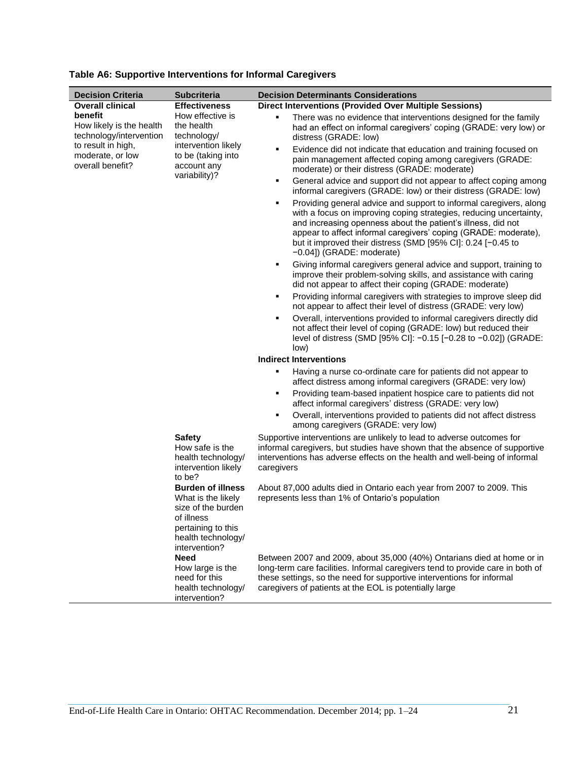**Table A6: Supportive Interventions for Informal Caregivers**

| Decision Criteria | Subcriteria | Decision Determinants Considerations |
|---|---|---|
| **Overall clinical benefit**<br>How likely is the health technology/intervention to result in high, moderate, or low overall benefit? | **Effectiveness**<br>How effective is the health technology/ intervention likely to be (taking into account any variability)? | **Direct Interventions (Provided Over Multiple Sessions)**<br>▪ There was no evidence that interventions designed for the family had an effect on informal caregivers' coping (GRADE: very low) or distress (GRADE: low)<br>▪ Evidence did not indicate that education and training focused on pain management affected coping among caregivers (GRADE: moderate) or their distress (GRADE: moderate)<br>▪ General advice and support did not appear to affect coping among informal caregivers (GRADE: low) or their distress (GRADE: low)<br>▪ Providing general advice and support to informal caregivers, along with a focus on improving coping strategies, reducing uncertainty, and increasing openness about the patient's illness, did not appear to affect informal caregivers' coping (GRADE: moderate), but it improved their distress (SMD [95% CI]: 0.24 [−0.45 to −0.04]) (GRADE: moderate)<br>▪ Giving informal caregivers general advice and support, training to improve their problem-solving skills, and assistance with caring did not appear to affect their coping (GRADE: moderate)<br>▪ Providing informal caregivers with strategies to improve sleep did not appear to affect their level of distress (GRADE: very low)<br>▪ Overall, interventions provided to informal caregivers directly did not affect their level of coping (GRADE: low) but reduced their level of distress (SMD [95% CI]: −0.15 [−0.28 to −0.02]) (GRADE: low)<br>**Indirect Interventions**<br>▪ Having a nurse co-ordinate care for patients did not appear to affect distress among informal caregivers (GRADE: very low)<br>▪ Providing team-based inpatient hospice care to patients did not affect informal caregivers' distress (GRADE: very low)<br>▪ Overall, interventions provided to patients did not affect distress among caregivers (GRADE: very low) |
| | **Safety**<br>How safe is the health technology/ intervention likely to be? | Supportive interventions are unlikely to lead to adverse outcomes for informal caregivers, but studies have shown that the absence of supportive interventions has adverse effects on the health and well-being of informal caregivers |
| | **Burden of illness**<br>What is the likely size of the burden of illness pertaining to this health technology/ intervention? | About 87,000 adults died in Ontario each year from 2007 to 2009. This represents less than 1% of Ontario's population |
| | **Need**<br>How large is the need for this health technology/ intervention? | Between 2007 and 2009, about 35,000 (40%) Ontarians died at home or in long-term care facilities. Informal caregivers tend to provide care in both of these settings, so the need for supportive interventions for informal caregivers of patients at the EOL is potentially large |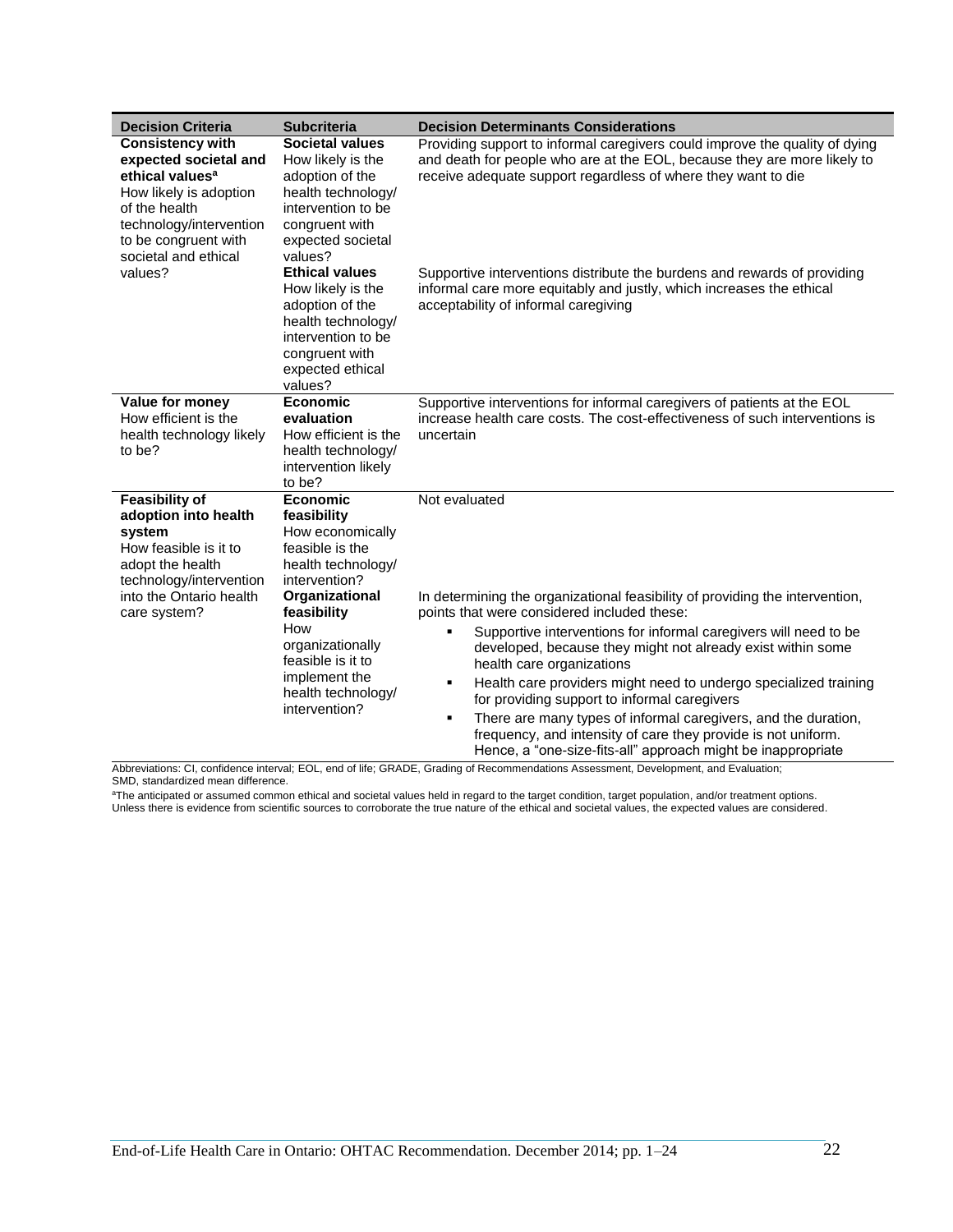| Decision Criteria | Subcriteria | Decision Determinants Considerations |
|---|---|---|
| **Consistency with expected societal and ethical values**[a]<br>How likely is adoption of the health technology/intervention to be congruent with societal and ethical values? | **Societal values**<br>How likely is the adoption of the health technology/ intervention to be congruent with expected societal values? | Providing support to informal caregivers could improve the quality of dying and death for people who are at the EOL, because they are more likely to receive adequate support regardless of where they want to die |
| | **Ethical values**<br>How likely is the adoption of the health technology/ intervention to be congruent with expected ethical values? | Supportive interventions distribute the burdens and rewards of providing informal care more equitably and justly, which increases the ethical acceptability of informal caregiving |
| **Value for money**<br>How efficient is the health technology likely to be? | **Economic evaluation**<br>How efficient is the health technology/ intervention likely to be? | Supportive interventions for informal caregivers of patients at the EOL increase health care costs. The cost-effectiveness of such interventions is uncertain |
| **Feasibility of adoption into health system**<br>How feasible is it to adopt the health technology/intervention into the Ontario health care system? | **Economic feasibility**<br>How economically feasible is the health technology/ intervention? | Not evaluated |
| | **Organizational feasibility**<br>How organizationally feasible is it to implement the health technology/ intervention? | In determining the organizational feasibility of providing the intervention, points that were considered included these:<br>▪ Supportive interventions for informal caregivers will need to be developed, because they might not already exist within some health care organizations<br>▪ Health care providers might need to undergo specialized training for providing support to informal caregivers<br>▪ There are many types of informal caregivers, and the duration, frequency, and intensity of care they provide is not uniform. Hence, a "one-size-fits-all" approach might be inappropriate |

Abbreviations: CI, confidence interval; EOL, end of life; GRADE, Grading of Recommendations Assessment, Development, and Evaluation; SMD, standardized mean difference.

[a]The anticipated or assumed common ethical and societal values held in regard to the target condition, target population, and/or treatment options. Unless there is evidence from scientific sources to corroborate the true nature of the ethical and societal values, the expected values are considered.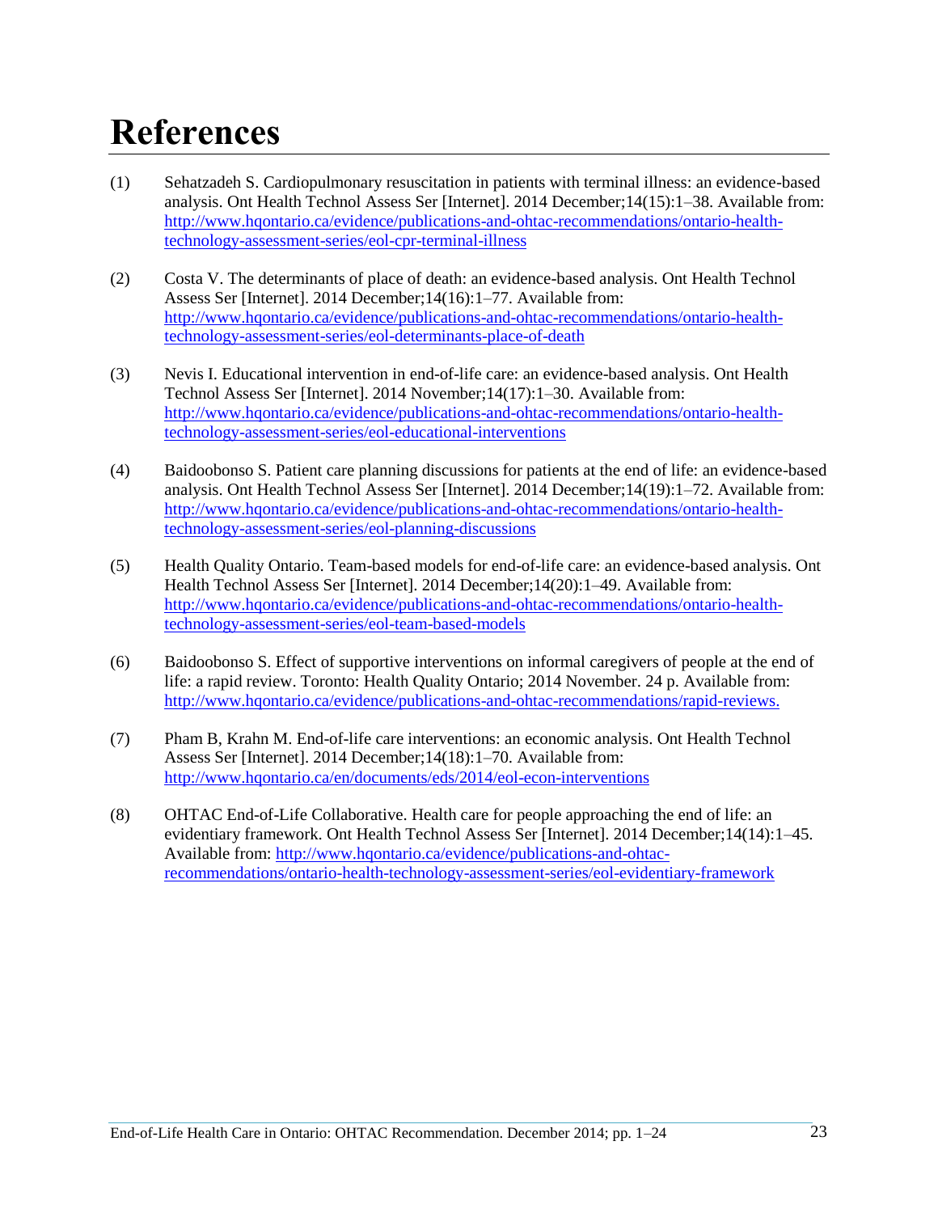# References

(1) Sehatzadeh S. Cardiopulmonary resuscitation in patients with terminal illness: an evidence-based analysis. Ont Health Technol Assess Ser [Internet]. 2014 December;14(15):1–38. Available from: http://www.hqontario.ca/evidence/publications-and-ohtac-recommendations/ontario-health-technology-assessment-series/eol-cpr-terminal-illness

(2) Costa V. The determinants of place of death: an evidence-based analysis. Ont Health Technol Assess Ser [Internet]. 2014 December;14(16):1–77. Available from: http://www.hqontario.ca/evidence/publications-and-ohtac-recommendations/ontario-health-technology-assessment-series/eol-determinants-place-of-death

(3) Nevis I. Educational intervention in end-of-life care: an evidence-based analysis. Ont Health Technol Assess Ser [Internet]. 2014 November;14(17):1–30. Available from: http://www.hqontario.ca/evidence/publications-and-ohtac-recommendations/ontario-health-technology-assessment-series/eol-educational-interventions

(4) Baidoobonso S. Patient care planning discussions for patients at the end of life: an evidence-based analysis. Ont Health Technol Assess Ser [Internet]. 2014 December;14(19):1–72. Available from: http://www.hqontario.ca/evidence/publications-and-ohtac-recommendations/ontario-health-technology-assessment-series/eol-planning-discussions

(5) Health Quality Ontario. Team-based models for end-of-life care: an evidence-based analysis. Ont Health Technol Assess Ser [Internet]. 2014 December;14(20):1–49. Available from: http://www.hqontario.ca/evidence/publications-and-ohtac-recommendations/ontario-health-technology-assessment-series/eol-team-based-models

(6) Baidoobonso S. Effect of supportive interventions on informal caregivers of people at the end of life: a rapid review. Toronto: Health Quality Ontario; 2014 November. 24 p. Available from: http://www.hqontario.ca/evidence/publications-and-ohtac-recommendations/rapid-reviews.

(7) Pham B, Krahn M. End-of-life care interventions: an economic analysis. Ont Health Technol Assess Ser [Internet]. 2014 December;14(18):1–70. Available from: http://www.hqontario.ca/en/documents/eds/2014/eol-econ-interventions

(8) OHTAC End-of-Life Collaborative. Health care for people approaching the end of life: an evidentiary framework. Ont Health Technol Assess Ser [Internet]. 2014 December;14(14):1–45. Available from: http://www.hqontario.ca/evidence/publications-and-ohtac-recommendations/ontario-health-technology-assessment-series/eol-evidentiary-framework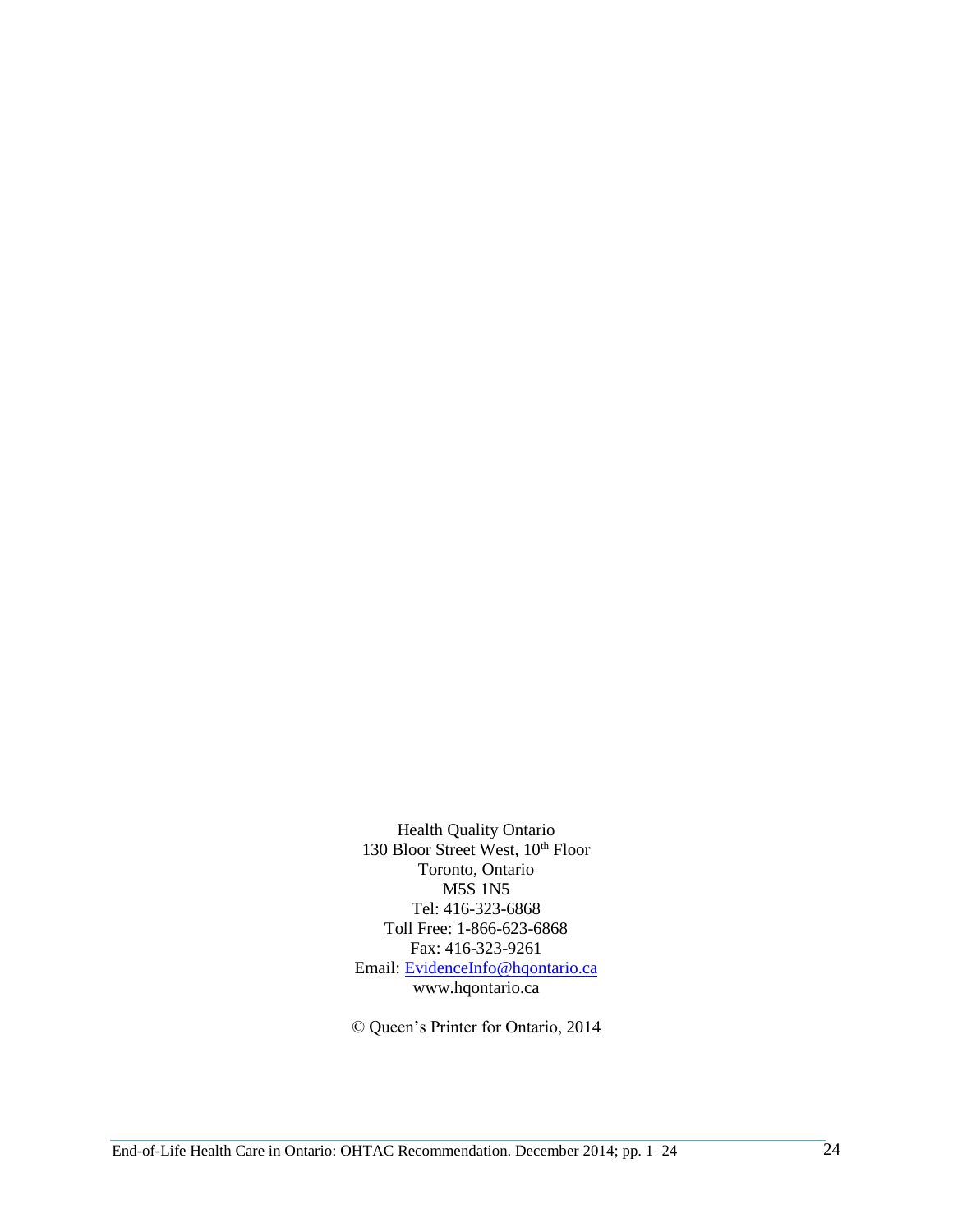Health Quality Ontario
130 Bloor Street West, 10th Floor
Toronto, Ontario
M5S 1N5
Tel: 416-323-6868
Toll Free: 1-866-623-6868
Fax: 416-323-9261
Email: EvidenceInfo@hqontario.ca
www.hqontario.ca

© Queen's Printer for Ontario, 2014